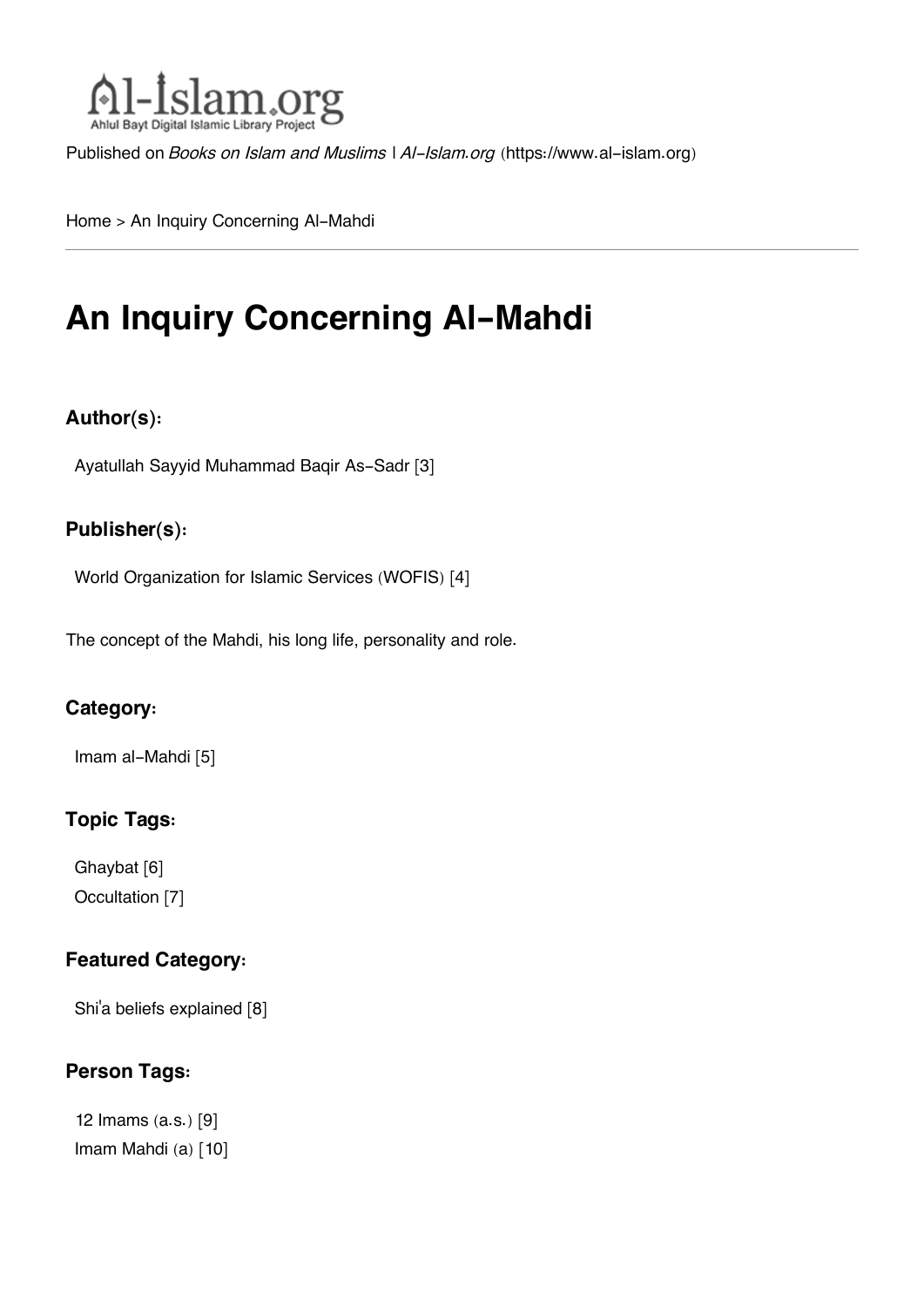Al-Islam.org
Ahlul Bayt Digital Islamic Library Project

Published on *Books on Islam and Muslims | Al-Islam.org* (https://www.al-islam.org)

Home > An Inquiry Concerning Al-Mahdi

# An Inquiry Concerning Al-Mahdi

### Author(s):

Ayatullah Sayyid Muhammad Baqir As-Sadr [3]

### Publisher(s):

World Organization for Islamic Services (WOFIS) [4]

The concept of the Mahdi, his long life, personality and role.

### Category:

Imam al-Mahdi [5]

### Topic Tags:

Ghaybat [6]
Occultation [7]

### Featured Category:

Shi'a beliefs explained [8]

### Person Tags:

12 Imams (a.s.) [9]
Imam Mahdi (a) [10]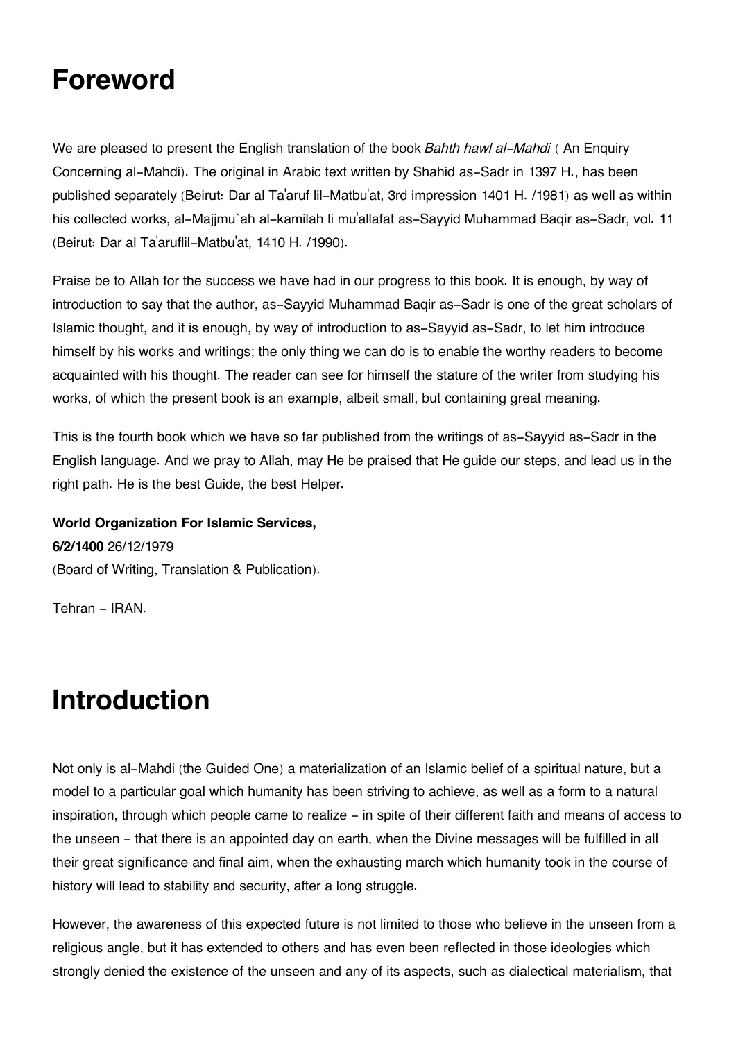# Foreword

We are pleased to present the English translation of the book *Bahth hawl al-Mahdi* ( An Enquiry Concerning al-Mahdi). The original in Arabic text written by Shahid as-Sadr in 1397 H., has been published separately (Beirut: Dar al Ta'aruf lil-Matbu'at, 3rd impression 1401 H. /1981) as well as within his collected works, al-Majjmu`ah al-kamilah li mu'allafat as-Sayyid Muhammad Baqir as-Sadr, vol. 11 (Beirut: Dar al Ta'aruflil-Matbu'at, 1410 H. /1990).

Praise be to Allah for the success we have had in our progress to this book. It is enough, by way of introduction to say that the author, as-Sayyid Muhammad Baqir as-Sadr is one of the great scholars of Islamic thought, and it is enough, by way of introduction to as-Sayyid as-Sadr, to let him introduce himself by his works and writings; the only thing we can do is to enable the worthy readers to become acquainted with his thought. The reader can see for himself the stature of the writer from studying his works, of which the present book is an example, albeit small, but containing great meaning.

This is the fourth book which we have so far published from the writings of as-Sayyid as-Sadr in the English language. And we pray to Allah, may He be praised that He guide our steps, and lead us in the right path. He is the best Guide, the best Helper.

**World Organization For Islamic Services,**
**6/2/1400** 26/12/1979
(Board of Writing, Translation & Publication).

Tehran - IRAN.

# Introduction

Not only is al-Mahdi (the Guided One) a materialization of an Islamic belief of a spiritual nature, but a model to a particular goal which humanity has been striving to achieve, as well as a form to a natural inspiration, through which people came to realize - in spite of their different faith and means of access to the unseen - that there is an appointed day on earth, when the Divine messages will be fulfilled in all their great significance and final aim, when the exhausting march which humanity took in the course of history will lead to stability and security, after a long struggle.

However, the awareness of this expected future is not limited to those who believe in the unseen from a religious angle, but it has extended to others and has even been reflected in those ideologies which strongly denied the existence of the unseen and any of its aspects, such as dialectical materialism, that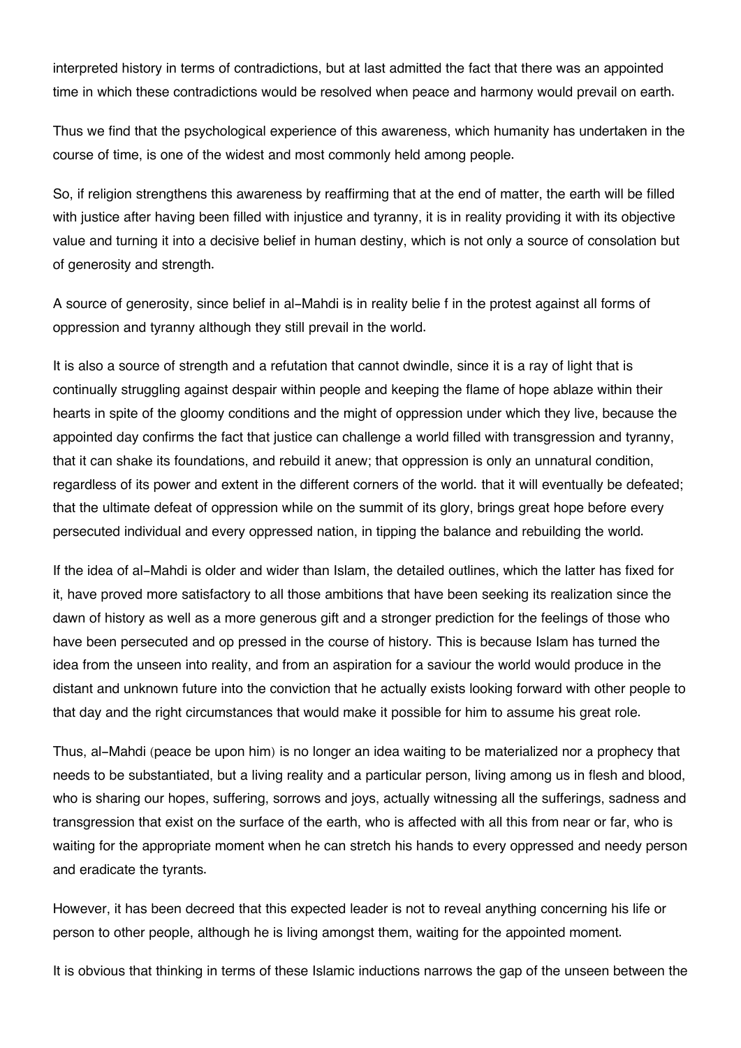interpreted history in terms of contradictions, but at last admitted the fact that there was an appointed time in which these contradictions would be resolved when peace and harmony would prevail on earth.

Thus we find that the psychological experience of this awareness, which humanity has undertaken in the course of time, is one of the widest and most commonly held among people.

So, if religion strengthens this awareness by reaffirming that at the end of matter, the earth will be filled with justice after having been filled with injustice and tyranny, it is in reality providing it with its objective value and turning it into a decisive belief in human destiny, which is not only a source of consolation but of generosity and strength.

A source of generosity, since belief in al-Mahdi is in reality belie f in the protest against all forms of oppression and tyranny although they still prevail in the world.

It is also a source of strength and a refutation that cannot dwindle, since it is a ray of light that is continually struggling against despair within people and keeping the flame of hope ablaze within their hearts in spite of the gloomy conditions and the might of oppression under which they live, because the appointed day confirms the fact that justice can challenge a world filled with transgression and tyranny, that it can shake its foundations, and rebuild it anew; that oppression is only an unnatural condition, regardless of its power and extent in the different corners of the world. that it will eventually be defeated; that the ultimate defeat of oppression while on the summit of its glory, brings great hope before every persecuted individual and every oppressed nation, in tipping the balance and rebuilding the world.

If the idea of al-Mahdi is older and wider than Islam, the detailed outlines, which the latter has fixed for it, have proved more satisfactory to all those ambitions that have been seeking its realization since the dawn of history as well as a more generous gift and a stronger prediction for the feelings of those who have been persecuted and op pressed in the course of history. This is because Islam has turned the idea from the unseen into reality, and from an aspiration for a saviour the world would produce in the distant and unknown future into the conviction that he actually exists looking forward with other people to that day and the right circumstances that would make it possible for him to assume his great role.

Thus, al-Mahdi (peace be upon him) is no longer an idea waiting to be materialized nor a prophecy that needs to be substantiated, but a living reality and a particular person, living among us in flesh and blood, who is sharing our hopes, suffering, sorrows and joys, actually witnessing all the sufferings, sadness and transgression that exist on the surface of the earth, who is affected with all this from near or far, who is waiting for the appropriate moment when he can stretch his hands to every oppressed and needy person and eradicate the tyrants.

However, it has been decreed that this expected leader is not to reveal anything concerning his life or person to other people, although he is living amongst them, waiting for the appointed moment.

It is obvious that thinking in terms of these Islamic inductions narrows the gap of the unseen between the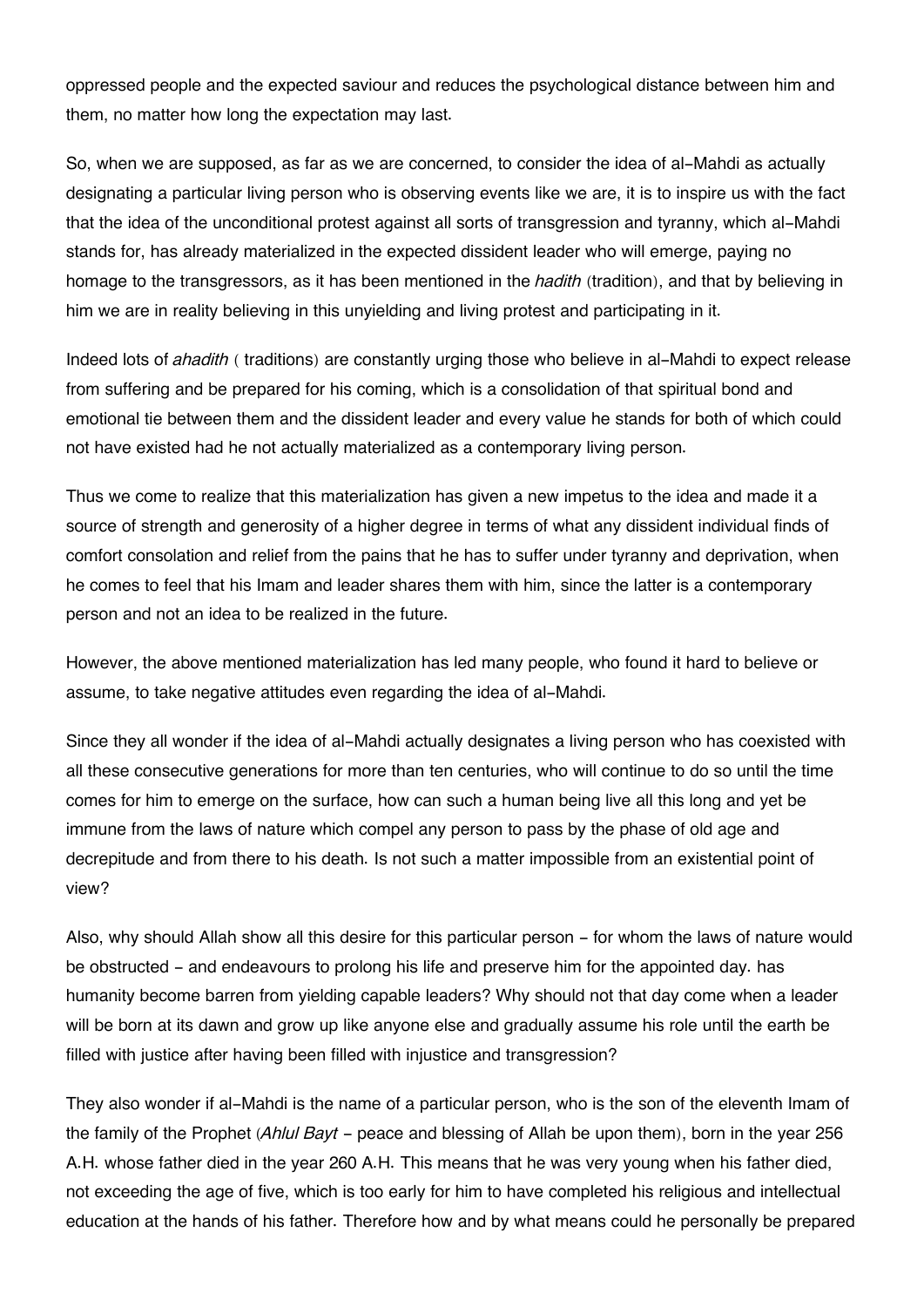oppressed people and the expected saviour and reduces the psychological distance between him and them, no matter how long the expectation may last.

So, when we are supposed, as far as we are concerned, to consider the idea of al-Mahdi as actually designating a particular living person who is observing events like we are, it is to inspire us with the fact that the idea of the unconditional protest against all sorts of transgression and tyranny, which al-Mahdi stands for, has already materialized in the expected dissident leader who will emerge, paying no homage to the transgressors, as it has been mentioned in the *hadith* (tradition), and that by believing in him we are in reality believing in this unyielding and living protest and participating in it.

Indeed lots of *ahadith* ( traditions) are constantly urging those who believe in al-Mahdi to expect release from suffering and be prepared for his coming, which is a consolidation of that spiritual bond and emotional tie between them and the dissident leader and every value he stands for both of which could not have existed had he not actually materialized as a contemporary living person.

Thus we come to realize that this materialization has given a new impetus to the idea and made it a source of strength and generosity of a higher degree in terms of what any dissident individual finds of comfort consolation and relief from the pains that he has to suffer under tyranny and deprivation, when he comes to feel that his Imam and leader shares them with him, since the latter is a contemporary person and not an idea to be realized in the future.

However, the above mentioned materialization has led many people, who found it hard to believe or assume, to take negative attitudes even regarding the idea of al-Mahdi.

Since they all wonder if the idea of al-Mahdi actually designates a living person who has coexisted with all these consecutive generations for more than ten centuries, who will continue to do so until the time comes for him to emerge on the surface, how can such a human being live all this long and yet be immune from the laws of nature which compel any person to pass by the phase of old age and decrepitude and from there to his death. Is not such a matter impossible from an existential point of view?

Also, why should Allah show all this desire for this particular person - for whom the laws of nature would be obstructed - and endeavours to prolong his life and preserve him for the appointed day. has humanity become barren from yielding capable leaders? Why should not that day come when a leader will be born at its dawn and grow up like anyone else and gradually assume his role until the earth be filled with justice after having been filled with injustice and transgression?

They also wonder if al-Mahdi is the name of a particular person, who is the son of the eleventh Imam of the family of the Prophet (*Ahlul Bayt* - peace and blessing of Allah be upon them), born in the year 256 A.H. whose father died in the year 260 A.H. This means that he was very young when his father died, not exceeding the age of five, which is too early for him to have completed his religious and intellectual education at the hands of his father. Therefore how and by what means could he personally be prepared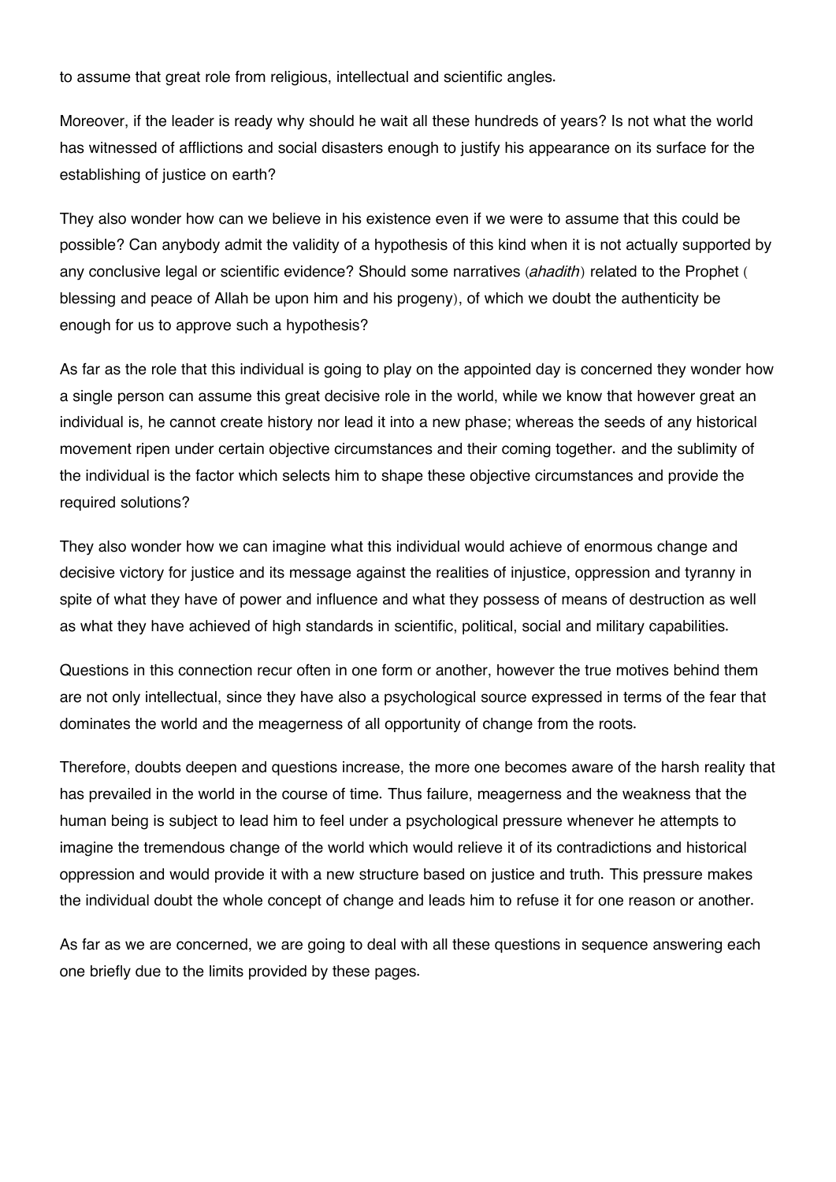to assume that great role from religious, intellectual and scientific angles.

Moreover, if the leader is ready why should he wait all these hundreds of years? Is not what the world has witnessed of afflictions and social disasters enough to justify his appearance on its surface for the establishing of justice on earth?

They also wonder how can we believe in his existence even if we were to assume that this could be possible? Can anybody admit the validity of a hypothesis of this kind when it is not actually supported by any conclusive legal or scientific evidence? Should some narratives (*ahadith*) related to the Prophet ( blessing and peace of Allah be upon him and his progeny), of which we doubt the authenticity be enough for us to approve such a hypothesis?

As far as the role that this individual is going to play on the appointed day is concerned they wonder how a single person can assume this great decisive role in the world, while we know that however great an individual is, he cannot create history nor lead it into a new phase; whereas the seeds of any historical movement ripen under certain objective circumstances and their coming together. and the sublimity of the individual is the factor which selects him to shape these objective circumstances and provide the required solutions?

They also wonder how we can imagine what this individual would achieve of enormous change and decisive victory for justice and its message against the realities of injustice, oppression and tyranny in spite of what they have of power and influence and what they possess of means of destruction as well as what they have achieved of high standards in scientific, political, social and military capabilities.

Questions in this connection recur often in one form or another, however the true motives behind them are not only intellectual, since they have also a psychological source expressed in terms of the fear that dominates the world and the meagerness of all opportunity of change from the roots.

Therefore, doubts deepen and questions increase, the more one becomes aware of the harsh reality that has prevailed in the world in the course of time. Thus failure, meagerness and the weakness that the human being is subject to lead him to feel under a psychological pressure whenever he attempts to imagine the tremendous change of the world which would relieve it of its contradictions and historical oppression and would provide it with a new structure based on justice and truth. This pressure makes the individual doubt the whole concept of change and leads him to refuse it for one reason or another.

As far as we are concerned, we are going to deal with all these questions in sequence answering each one briefly due to the limits provided by these pages.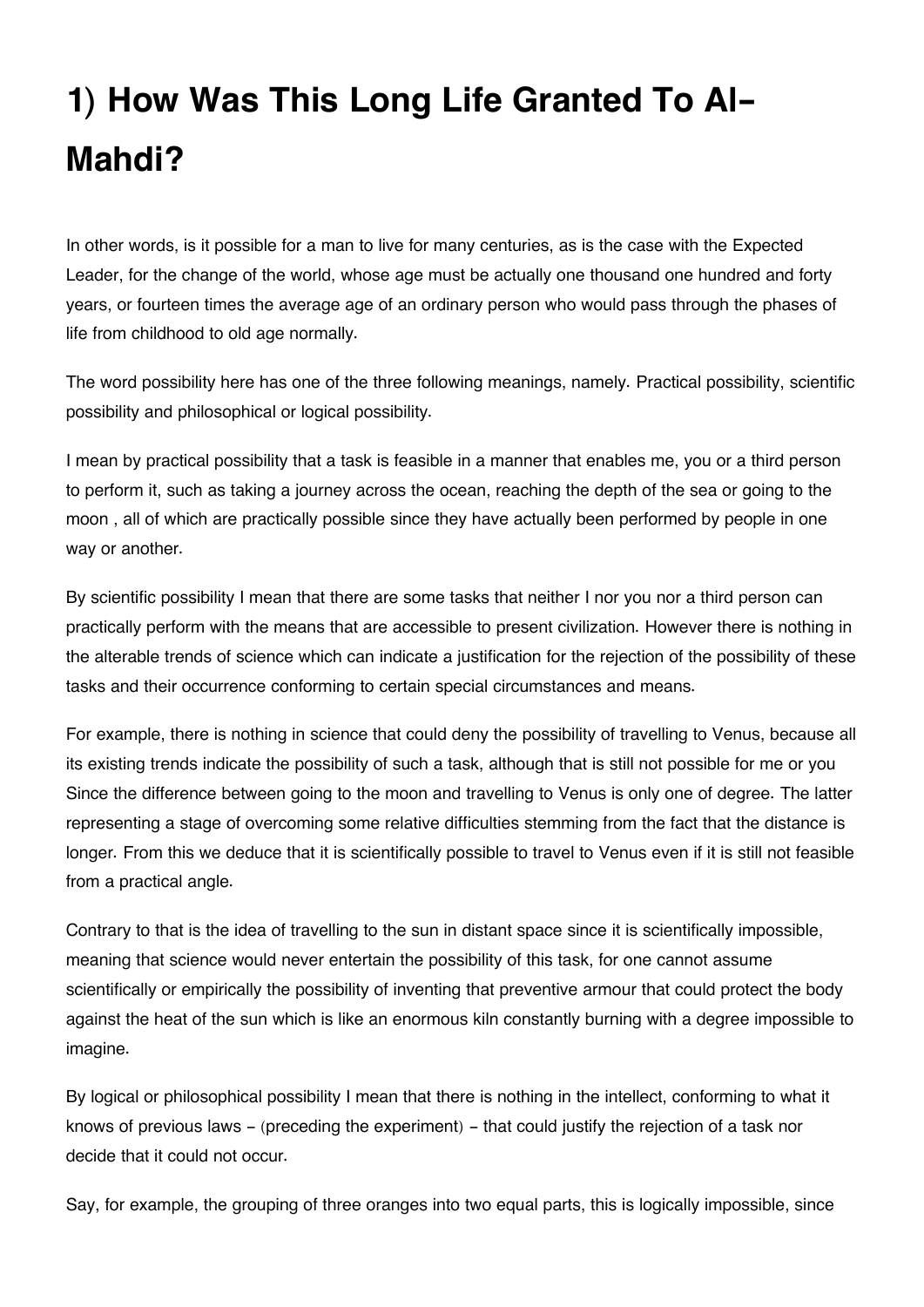# 1) How Was This Long Life Granted To Al-Mahdi?

In other words, is it possible for a man to live for many centuries, as is the case with the Expected Leader, for the change of the world, whose age must be actually one thousand one hundred and forty years, or fourteen times the average age of an ordinary person who would pass through the phases of life from childhood to old age normally.

The word possibility here has one of the three following meanings, namely. Practical possibility, scientific possibility and philosophical or logical possibility.

I mean by practical possibility that a task is feasible in a manner that enables me, you or a third person to perform it, such as taking a journey across the ocean, reaching the depth of the sea or going to the moon , all of which are practically possible since they have actually been performed by people in one way or another.

By scientific possibility I mean that there are some tasks that neither I nor you nor a third person can practically perform with the means that are accessible to present civilization. However there is nothing in the alterable trends of science which can indicate a justification for the rejection of the possibility of these tasks and their occurrence conforming to certain special circumstances and means.

For example, there is nothing in science that could deny the possibility of travelling to Venus, because all its existing trends indicate the possibility of such a task, although that is still not possible for me or you Since the difference between going to the moon and travelling to Venus is only one of degree. The latter representing a stage of overcoming some relative difficulties stemming from the fact that the distance is longer. From this we deduce that it is scientifically possible to travel to Venus even if it is still not feasible from a practical angle.

Contrary to that is the idea of travelling to the sun in distant space since it is scientifically impossible, meaning that science would never entertain the possibility of this task, for one cannot assume scientifically or empirically the possibility of inventing that preventive armour that could protect the body against the heat of the sun which is like an enormous kiln constantly burning with a degree impossible to imagine.

By logical or philosophical possibility I mean that there is nothing in the intellect, conforming to what it knows of previous laws – (preceding the experiment) – that could justify the rejection of a task nor decide that it could not occur.

Say, for example, the grouping of three oranges into two equal parts, this is logically impossible, since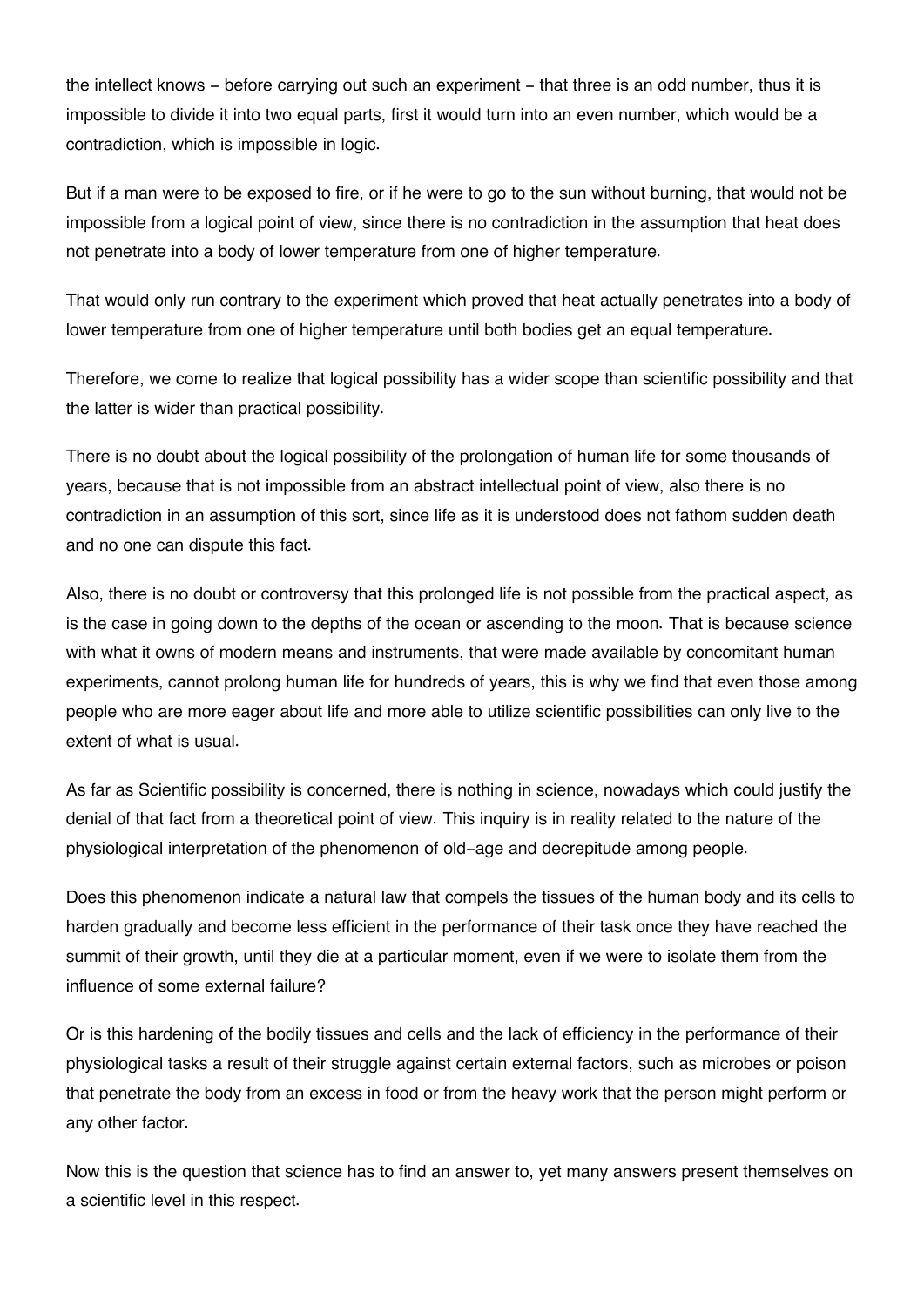the intellect knows – before carrying out such an experiment – that three is an odd number, thus it is impossible to divide it into two equal parts, first it would turn into an even number, which would be a contradiction, which is impossible in logic.

But if a man were to be exposed to fire, or if he were to go to the sun without burning, that would not be impossible from a logical point of view, since there is no contradiction in the assumption that heat does not penetrate into a body of lower temperature from one of higher temperature.

That would only run contrary to the experiment which proved that heat actually penetrates into a body of lower temperature from one of higher temperature until both bodies get an equal temperature.

Therefore, we come to realize that logical possibility has a wider scope than scientific possibility and that the latter is wider than practical possibility.

There is no doubt about the logical possibility of the prolongation of human life for some thousands of years, because that is not impossible from an abstract intellectual point of view, also there is no contradiction in an assumption of this sort, since life as it is understood does not fathom sudden death and no one can dispute this fact.

Also, there is no doubt or controversy that this prolonged life is not possible from the practical aspect, as is the case in going down to the depths of the ocean or ascending to the moon. That is because science with what it owns of modern means and instruments, that were made available by concomitant human experiments, cannot prolong human life for hundreds of years, this is why we find that even those among people who are more eager about life and more able to utilize scientific possibilities can only live to the extent of what is usual.

As far as Scientific possibility is concerned, there is nothing in science, nowadays which could justify the denial of that fact from a theoretical point of view. This inquiry is in reality related to the nature of the physiological interpretation of the phenomenon of old-age and decrepitude among people.

Does this phenomenon indicate a natural law that compels the tissues of the human body and its cells to harden gradually and become less efficient in the performance of their task once they have reached the summit of their growth, until they die at a particular moment, even if we were to isolate them from the influence of some external failure?

Or is this hardening of the bodily tissues and cells and the lack of efficiency in the performance of their physiological tasks a result of their struggle against certain external factors, such as microbes or poison that penetrate the body from an excess in food or from the heavy work that the person might perform or any other factor.

Now this is the question that science has to find an answer to, yet many answers present themselves on a scientific level in this respect.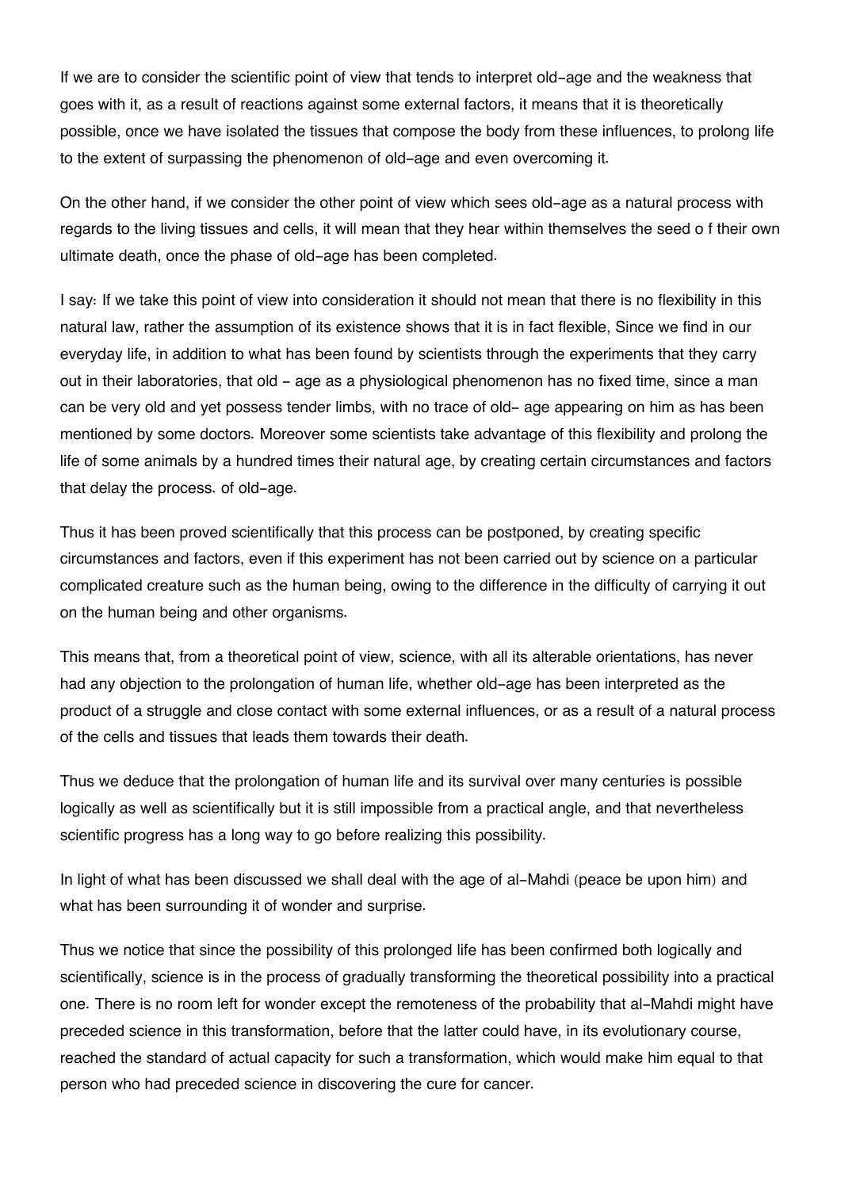If we are to consider the scientific point of view that tends to interpret old-age and the weakness that goes with it, as a result of reactions against some external factors, it means that it is theoretically possible, once we have isolated the tissues that compose the body from these influences, to prolong life to the extent of surpassing the phenomenon of old-age and even overcoming it.

On the other hand, if we consider the other point of view which sees old-age as a natural process with regards to the living tissues and cells, it will mean that they hear within themselves the seed o f their own ultimate death, once the phase of old-age has been completed.

I say: If we take this point of view into consideration it should not mean that there is no flexibility in this natural law, rather the assumption of its existence shows that it is in fact flexible, Since we find in our everyday life, in addition to what has been found by scientists through the experiments that they carry out in their laboratories, that old - age as a physiological phenomenon has no fixed time, since a man can be very old and yet possess tender limbs, with no trace of old- age appearing on him as has been mentioned by some doctors. Moreover some scientists take advantage of this flexibility and prolong the life of some animals by a hundred times their natural age, by creating certain circumstances and factors that delay the process. of old-age.

Thus it has been proved scientifically that this process can be postponed, by creating specific circumstances and factors, even if this experiment has not been carried out by science on a particular complicated creature such as the human being, owing to the difference in the difficulty of carrying it out on the human being and other organisms.

This means that, from a theoretical point of view, science, with all its alterable orientations, has never had any objection to the prolongation of human life, whether old-age has been interpreted as the product of a struggle and close contact with some external influences, or as a result of a natural process of the cells and tissues that leads them towards their death.

Thus we deduce that the prolongation of human life and its survival over many centuries is possible logically as well as scientifically but it is still impossible from a practical angle, and that nevertheless scientific progress has a long way to go before realizing this possibility.

In light of what has been discussed we shall deal with the age of al-Mahdi (peace be upon him) and what has been surrounding it of wonder and surprise.

Thus we notice that since the possibility of this prolonged life has been confirmed both logically and scientifically, science is in the process of gradually transforming the theoretical possibility into a practical one. There is no room left for wonder except the remoteness of the probability that al-Mahdi might have preceded science in this transformation, before that the latter could have, in its evolutionary course, reached the standard of actual capacity for such a transformation, which would make him equal to that person who had preceded science in discovering the cure for cancer.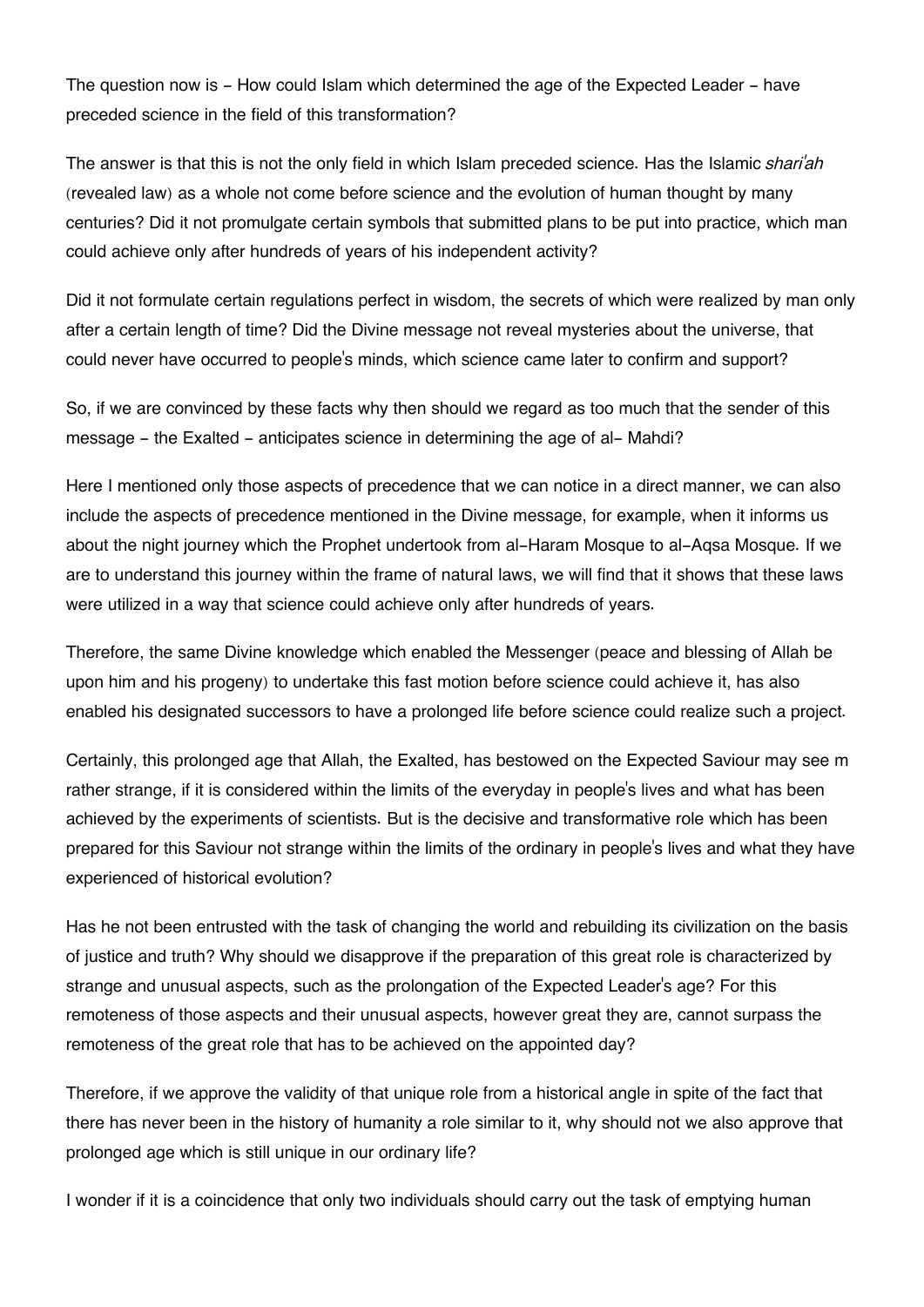The question now is - How could Islam which determined the age of the Expected Leader - have preceded science in the field of this transformation?

The answer is that this is not the only field in which Islam preceded science. Has the Islamic *shari'ah* (revealed law) as a whole not come before science and the evolution of human thought by many centuries? Did it not promulgate certain symbols that submitted plans to be put into practice, which man could achieve only after hundreds of years of his independent activity?

Did it not formulate certain regulations perfect in wisdom, the secrets of which were realized by man only after a certain length of time? Did the Divine message not reveal mysteries about the universe, that could never have occurred to people's minds, which science came later to confirm and support?

So, if we are convinced by these facts why then should we regard as too much that the sender of this message - the Exalted - anticipates science in determining the age of al- Mahdi?

Here I mentioned only those aspects of precedence that we can notice in a direct manner, we can also include the aspects of precedence mentioned in the Divine message, for example, when it informs us about the night journey which the Prophet undertook from al-Haram Mosque to al-Aqsa Mosque. If we are to understand this journey within the frame of natural laws, we will find that it shows that these laws were utilized in a way that science could achieve only after hundreds of years.

Therefore, the same Divine knowledge which enabled the Messenger (peace and blessing of Allah be upon him and his progeny) to undertake this fast motion before science could achieve it, has also enabled his designated successors to have a prolonged life before science could realize such a project.

Certainly, this prolonged age that Allah, the Exalted, has bestowed on the Expected Saviour may see m rather strange, if it is considered within the limits of the everyday in people's lives and what has been achieved by the experiments of scientists. But is the decisive and transformative role which has been prepared for this Saviour not strange within the limits of the ordinary in people's lives and what they have experienced of historical evolution?

Has he not been entrusted with the task of changing the world and rebuilding its civilization on the basis of justice and truth? Why should we disapprove if the preparation of this great role is characterized by strange and unusual aspects, such as the prolongation of the Expected Leader's age? For this remoteness of those aspects and their unusual aspects, however great they are, cannot surpass the remoteness of the great role that has to be achieved on the appointed day?

Therefore, if we approve the validity of that unique role from a historical angle in spite of the fact that there has never been in the history of humanity a role similar to it, why should not we also approve that prolonged age which is still unique in our ordinary life?

I wonder if it is a coincidence that only two individuals should carry out the task of emptying human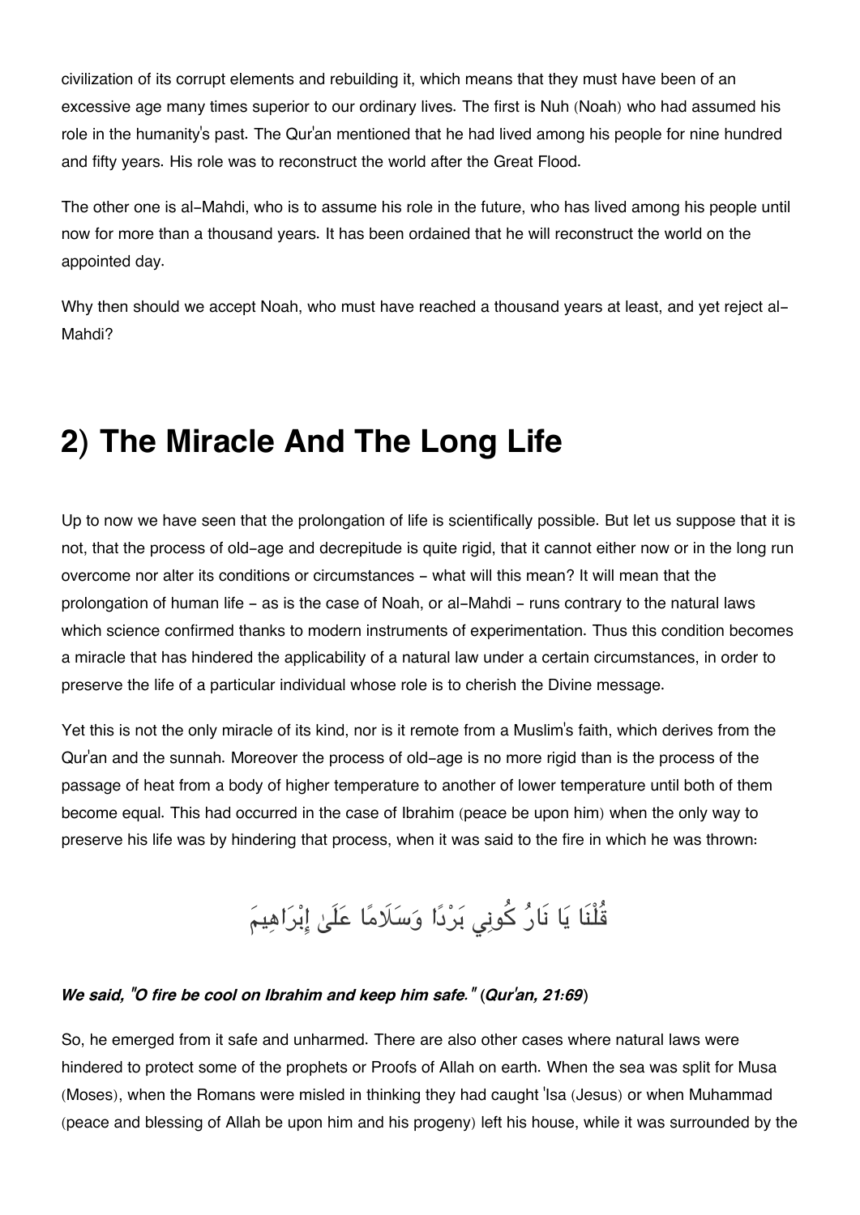civilization of its corrupt elements and rebuilding it, which means that they must have been of an excessive age many times superior to our ordinary lives. The first is Nuh (Noah) who had assumed his role in the humanity's past. The Qur'an mentioned that he had lived among his people for nine hundred and fifty years. His role was to reconstruct the world after the Great Flood.

The other one is al-Mahdi, who is to assume his role in the future, who has lived among his people until now for more than a thousand years. It has been ordained that he will reconstruct the world on the appointed day.

Why then should we accept Noah, who must have reached a thousand years at least, and yet reject al-Mahdi?

# 2) The Miracle And The Long Life

Up to now we have seen that the prolongation of life is scientifically possible. But let us suppose that it is not, that the process of old-age and decrepitude is quite rigid, that it cannot either now or in the long run overcome nor alter its conditions or circumstances - what will this mean? It will mean that the prolongation of human life - as is the case of Noah, or al-Mahdi - runs contrary to the natural laws which science confirmed thanks to modern instruments of experimentation. Thus this condition becomes a miracle that has hindered the applicability of a natural law under a certain circumstances, in order to preserve the life of a particular individual whose role is to cherish the Divine message.

Yet this is not the only miracle of its kind, nor is it remote from a Muslim's faith, which derives from the Qur'an and the sunnah. Moreover the process of old-age is no more rigid than is the process of the passage of heat from a body of higher temperature to another of lower temperature until both of them become equal. This had occurred in the case of Ibrahim (peace be upon him) when the only way to preserve his life was by hindering that process, when it was said to the fire in which he was thrown:

قُلْنَا يَا نَارُ كُونِي بَرْدًا وَسَلَامًا عَلَىٰ إِبْرَاهِيمَ

***We said, "O fire be cool on Ibrahim and keep him safe."* (*Qur'an, 21:69*)**

So, he emerged from it safe and unharmed. There are also other cases where natural laws were hindered to protect some of the prophets or Proofs of Allah on earth. When the sea was split for Musa (Moses), when the Romans were misled in thinking they had caught 'Isa (Jesus) or when Muhammad (peace and blessing of Allah be upon him and his progeny) left his house, while it was surrounded by the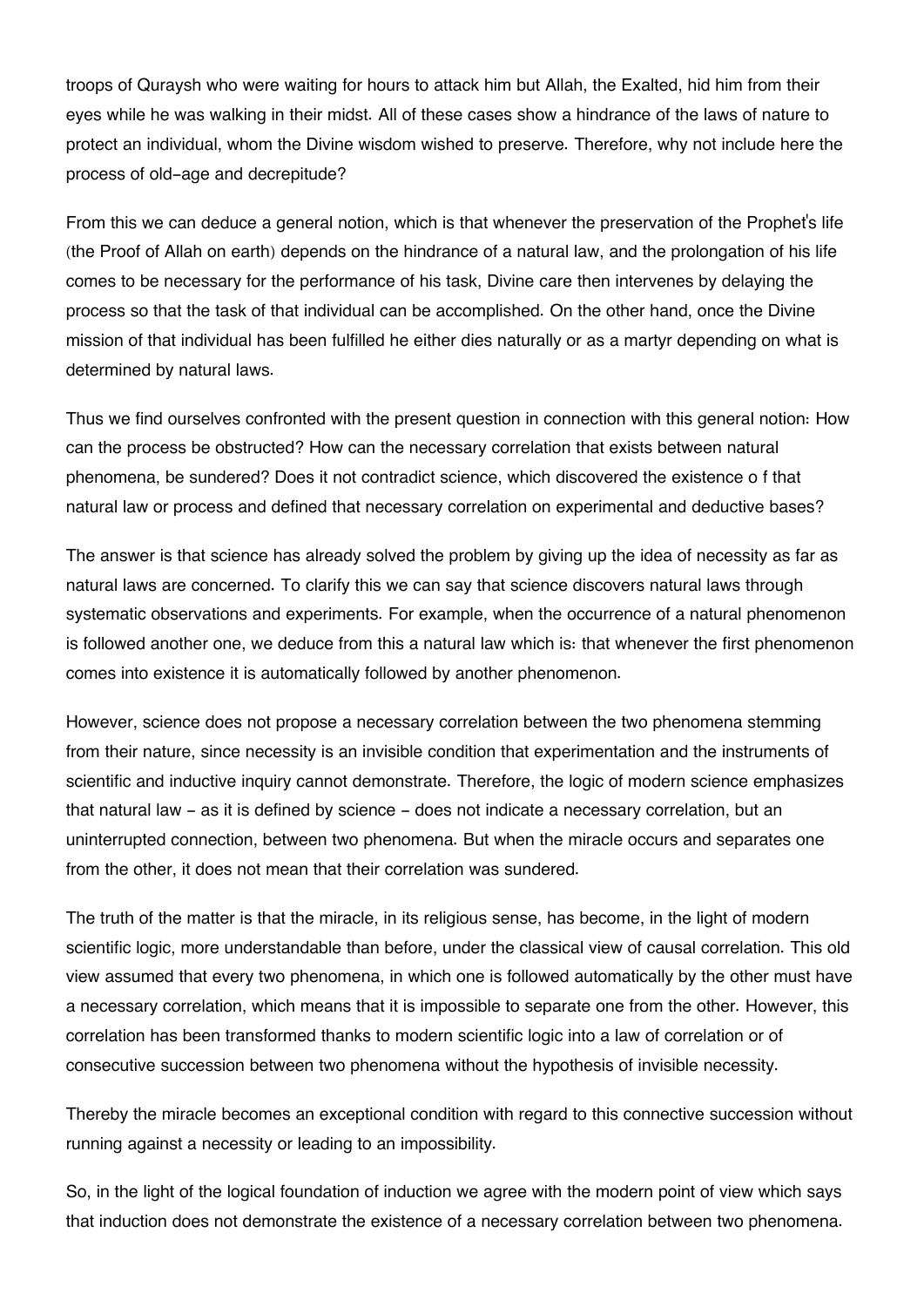troops of Quraysh who were waiting for hours to attack him but Allah, the Exalted, hid him from their eyes while he was walking in their midst. All of these cases show a hindrance of the laws of nature to protect an individual, whom the Divine wisdom wished to preserve. Therefore, why not include here the process of old-age and decrepitude?

From this we can deduce a general notion, which is that whenever the preservation of the Prophet's life (the Proof of Allah on earth) depends on the hindrance of a natural law, and the prolongation of his life comes to be necessary for the performance of his task, Divine care then intervenes by delaying the process so that the task of that individual can be accomplished. On the other hand, once the Divine mission of that individual has been fulfilled he either dies naturally or as a martyr depending on what is determined by natural laws.

Thus we find ourselves confronted with the present question in connection with this general notion: How can the process be obstructed? How can the necessary correlation that exists between natural phenomena, be sundered? Does it not contradict science, which discovered the existence o f that natural law or process and defined that necessary correlation on experimental and deductive bases?

The answer is that science has already solved the problem by giving up the idea of necessity as far as natural laws are concerned. To clarify this we can say that science discovers natural laws through systematic observations and experiments. For example, when the occurrence of a natural phenomenon is followed another one, we deduce from this a natural law which is: that whenever the first phenomenon comes into existence it is automatically followed by another phenomenon.

However, science does not propose a necessary correlation between the two phenomena stemming from their nature, since necessity is an invisible condition that experimentation and the instruments of scientific and inductive inquiry cannot demonstrate. Therefore, the logic of modern science emphasizes that natural law - as it is defined by science - does not indicate a necessary correlation, but an uninterrupted connection, between two phenomena. But when the miracle occurs and separates one from the other, it does not mean that their correlation was sundered.

The truth of the matter is that the miracle, in its religious sense, has become, in the light of modern scientific logic, more understandable than before, under the classical view of causal correlation. This old view assumed that every two phenomena, in which one is followed automatically by the other must have a necessary correlation, which means that it is impossible to separate one from the other. However, this correlation has been transformed thanks to modern scientific logic into a law of correlation or of consecutive succession between two phenomena without the hypothesis of invisible necessity.

Thereby the miracle becomes an exceptional condition with regard to this connective succession without running against a necessity or leading to an impossibility.

So, in the light of the logical foundation of induction we agree with the modern point of view which says that induction does not demonstrate the existence of a necessary correlation between two phenomena.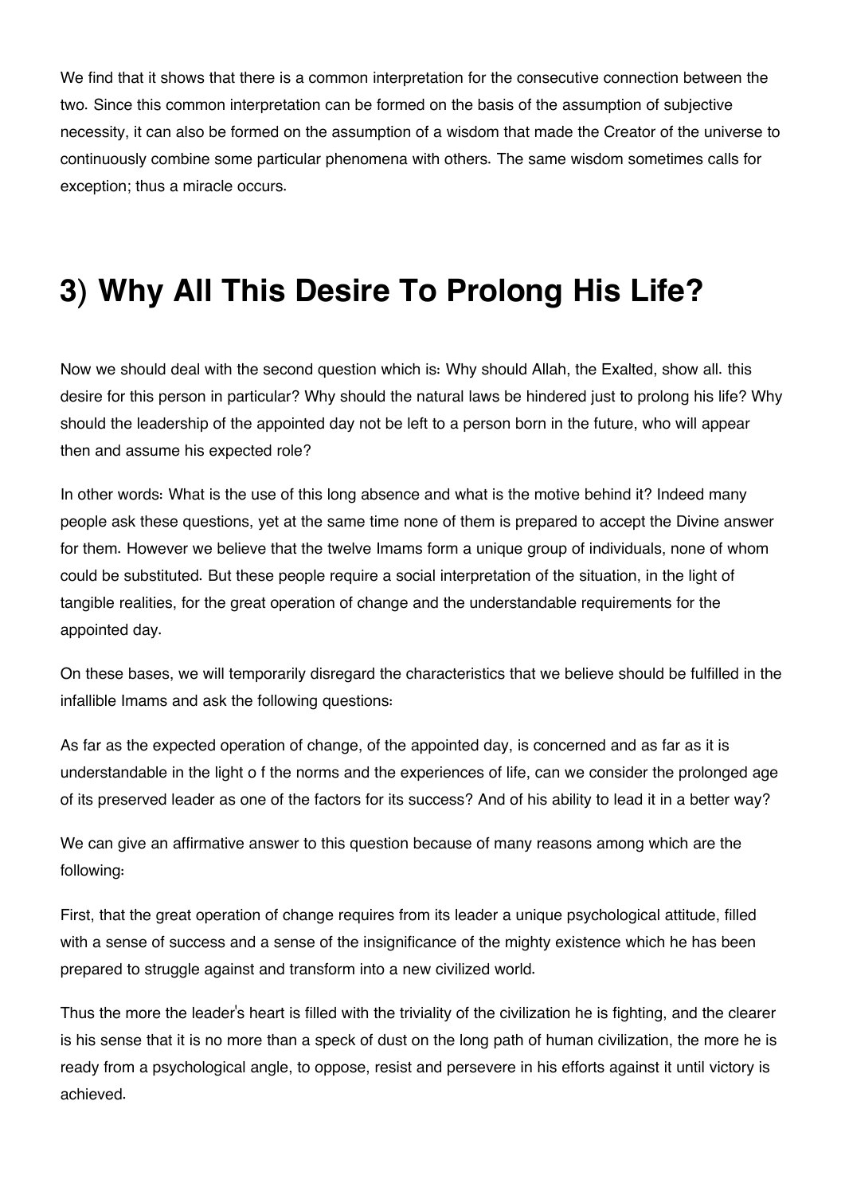We find that it shows that there is a common interpretation for the consecutive connection between the two. Since this common interpretation can be formed on the basis of the assumption of subjective necessity, it can also be formed on the assumption of a wisdom that made the Creator of the universe to continuously combine some particular phenomena with others. The same wisdom sometimes calls for exception; thus a miracle occurs.

# 3) Why All This Desire To Prolong His Life?

Now we should deal with the second question which is: Why should Allah, the Exalted, show all. this desire for this person in particular? Why should the natural laws be hindered just to prolong his life? Why should the leadership of the appointed day not be left to a person born in the future, who will appear then and assume his expected role?

In other words: What is the use of this long absence and what is the motive behind it? Indeed many people ask these questions, yet at the same time none of them is prepared to accept the Divine answer for them. However we believe that the twelve Imams form a unique group of individuals, none of whom could be substituted. But these people require a social interpretation of the situation, in the light of tangible realities, for the great operation of change and the understandable requirements for the appointed day.

On these bases, we will temporarily disregard the characteristics that we believe should be fulfilled in the infallible Imams and ask the following questions:

As far as the expected operation of change, of the appointed day, is concerned and as far as it is understandable in the light o f the norms and the experiences of life, can we consider the prolonged age of its preserved leader as one of the factors for its success? And of his ability to lead it in a better way?

We can give an affirmative answer to this question because of many reasons among which are the following:

First, that the great operation of change requires from its leader a unique psychological attitude, filled with a sense of success and a sense of the insignificance of the mighty existence which he has been prepared to struggle against and transform into a new civilized world.

Thus the more the leader's heart is filled with the triviality of the civilization he is fighting, and the clearer is his sense that it is no more than a speck of dust on the long path of human civilization, the more he is ready from a psychological angle, to oppose, resist and persevere in his efforts against it until victory is achieved.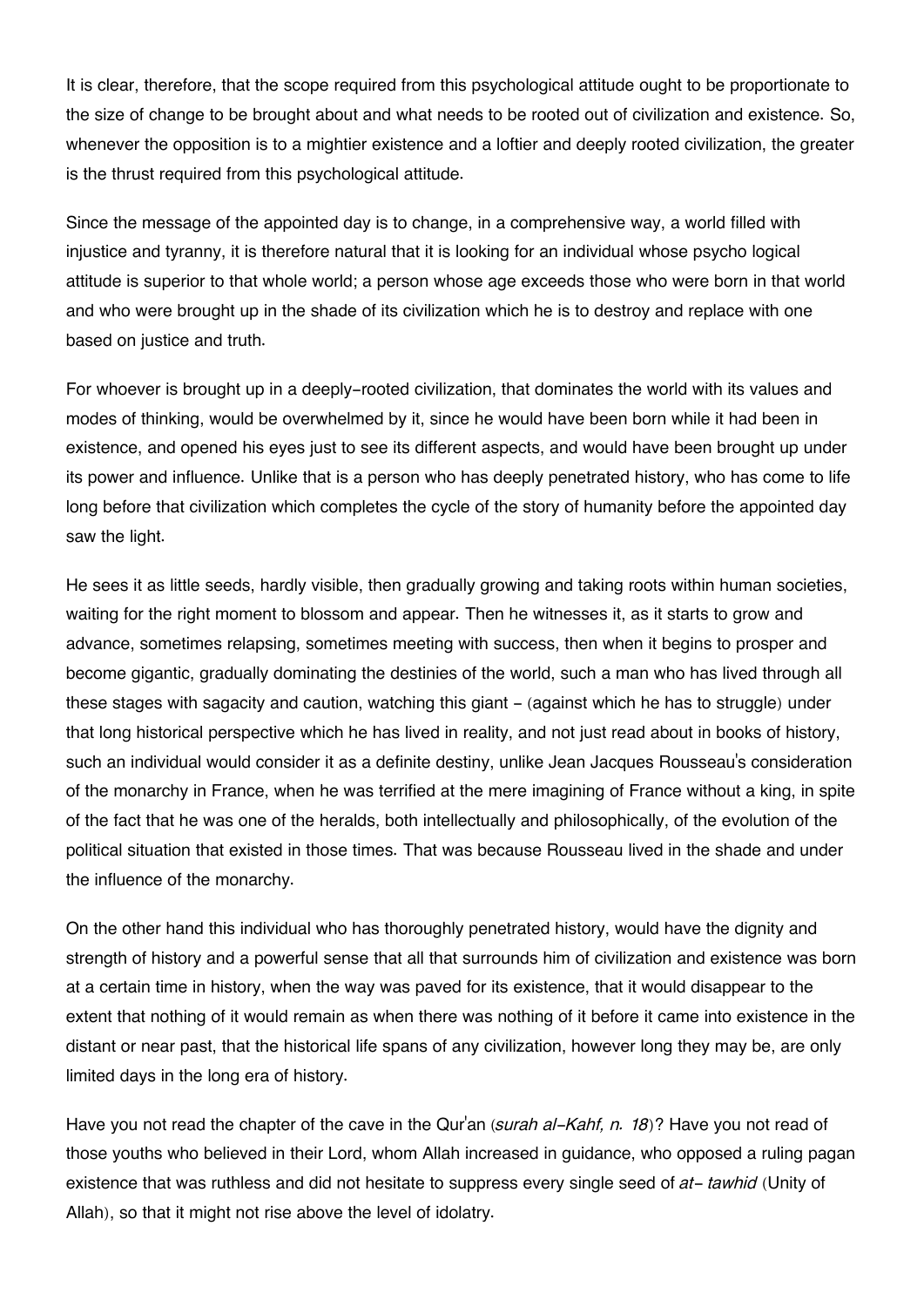It is clear, therefore, that the scope required from this psychological attitude ought to be proportionate to the size of change to be brought about and what needs to be rooted out of civilization and existence. So, whenever the opposition is to a mightier existence and a loftier and deeply rooted civilization, the greater is the thrust required from this psychological attitude.

Since the message of the appointed day is to change, in a comprehensive way, a world filled with injustice and tyranny, it is therefore natural that it is looking for an individual whose psycho logical attitude is superior to that whole world; a person whose age exceeds those who were born in that world and who were brought up in the shade of its civilization which he is to destroy and replace with one based on justice and truth.

For whoever is brought up in a deeply-rooted civilization, that dominates the world with its values and modes of thinking, would be overwhelmed by it, since he would have been born while it had been in existence, and opened his eyes just to see its different aspects, and would have been brought up under its power and influence. Unlike that is a person who has deeply penetrated history, who has come to life long before that civilization which completes the cycle of the story of humanity before the appointed day saw the light.

He sees it as little seeds, hardly visible, then gradually growing and taking roots within human societies, waiting for the right moment to blossom and appear. Then he witnesses it, as it starts to grow and advance, sometimes relapsing, sometimes meeting with success, then when it begins to prosper and become gigantic, gradually dominating the destinies of the world, such a man who has lived through all these stages with sagacity and caution, watching this giant - (against which he has to struggle) under that long historical perspective which he has lived in reality, and not just read about in books of history, such an individual would consider it as a definite destiny, unlike Jean Jacques Rousseau's consideration of the monarchy in France, when he was terrified at the mere imagining of France without a king, in spite of the fact that he was one of the heralds, both intellectually and philosophically, of the evolution of the political situation that existed in those times. That was because Rousseau lived in the shade and under the influence of the monarchy.

On the other hand this individual who has thoroughly penetrated history, would have the dignity and strength of history and a powerful sense that all that surrounds him of civilization and existence was born at a certain time in history, when the way was paved for its existence, that it would disappear to the extent that nothing of it would remain as when there was nothing of it before it came into existence in the distant or near past, that the historical life spans of any civilization, however long they may be, are only limited days in the long era of history.

Have you not read the chapter of the cave in the Qur'an (*surah al-Kahf, n. 18*)? Have you not read of those youths who believed in their Lord, whom Allah increased in guidance, who opposed a ruling pagan existence that was ruthless and did not hesitate to suppress every single seed of *at- tawhid* (Unity of Allah), so that it might not rise above the level of idolatry.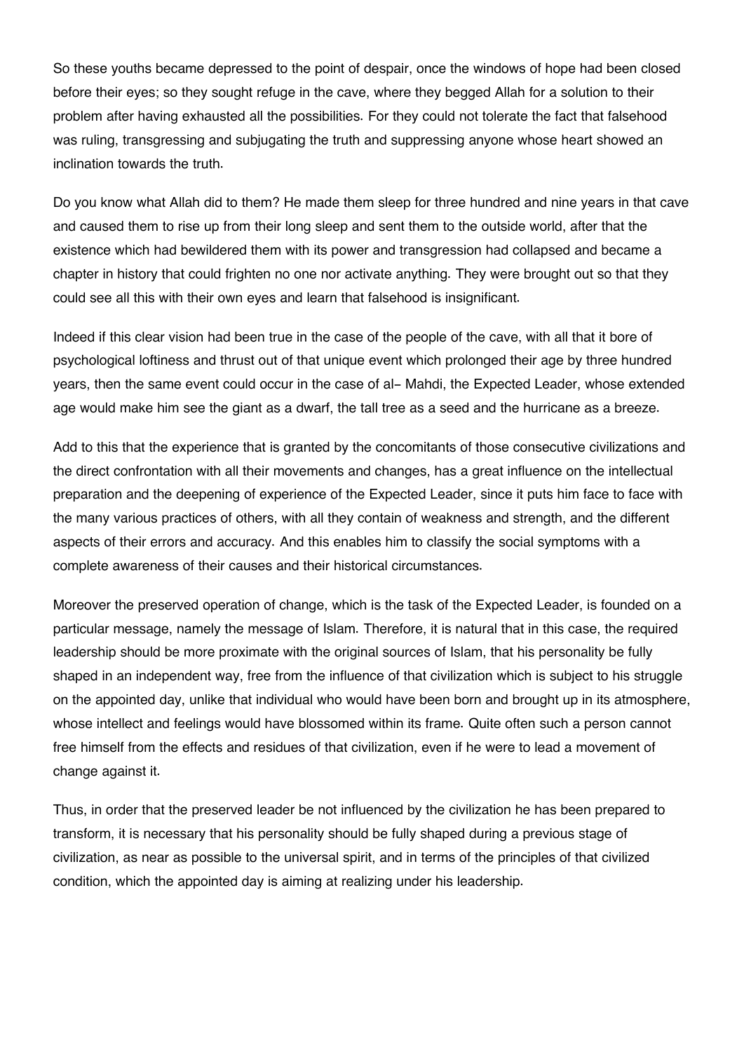So these youths became depressed to the point of despair, once the windows of hope had been closed before their eyes; so they sought refuge in the cave, where they begged Allah for a solution to their problem after having exhausted all the possibilities. For they could not tolerate the fact that falsehood was ruling, transgressing and subjugating the truth and suppressing anyone whose heart showed an inclination towards the truth.

Do you know what Allah did to them? He made them sleep for three hundred and nine years in that cave and caused them to rise up from their long sleep and sent them to the outside world, after that the existence which had bewildered them with its power and transgression had collapsed and became a chapter in history that could frighten no one nor activate anything. They were brought out so that they could see all this with their own eyes and learn that falsehood is insignificant.

Indeed if this clear vision had been true in the case of the people of the cave, with all that it bore of psychological loftiness and thrust out of that unique event which prolonged their age by three hundred years, then the same event could occur in the case of al- Mahdi, the Expected Leader, whose extended age would make him see the giant as a dwarf, the tall tree as a seed and the hurricane as a breeze.

Add to this that the experience that is granted by the concomitants of those consecutive civilizations and the direct confrontation with all their movements and changes, has a great influence on the intellectual preparation and the deepening of experience of the Expected Leader, since it puts him face to face with the many various practices of others, with all they contain of weakness and strength, and the different aspects of their errors and accuracy. And this enables him to classify the social symptoms with a complete awareness of their causes and their historical circumstances.

Moreover the preserved operation of change, which is the task of the Expected Leader, is founded on a particular message, namely the message of Islam. Therefore, it is natural that in this case, the required leadership should be more proximate with the original sources of Islam, that his personality be fully shaped in an independent way, free from the influence of that civilization which is subject to his struggle on the appointed day, unlike that individual who would have been born and brought up in its atmosphere, whose intellect and feelings would have blossomed within its frame. Quite often such a person cannot free himself from the effects and residues of that civilization, even if he were to lead a movement of change against it.

Thus, in order that the preserved leader be not influenced by the civilization he has been prepared to transform, it is necessary that his personality should be fully shaped during a previous stage of civilization, as near as possible to the universal spirit, and in terms of the principles of that civilized condition, which the appointed day is aiming at realizing under his leadership.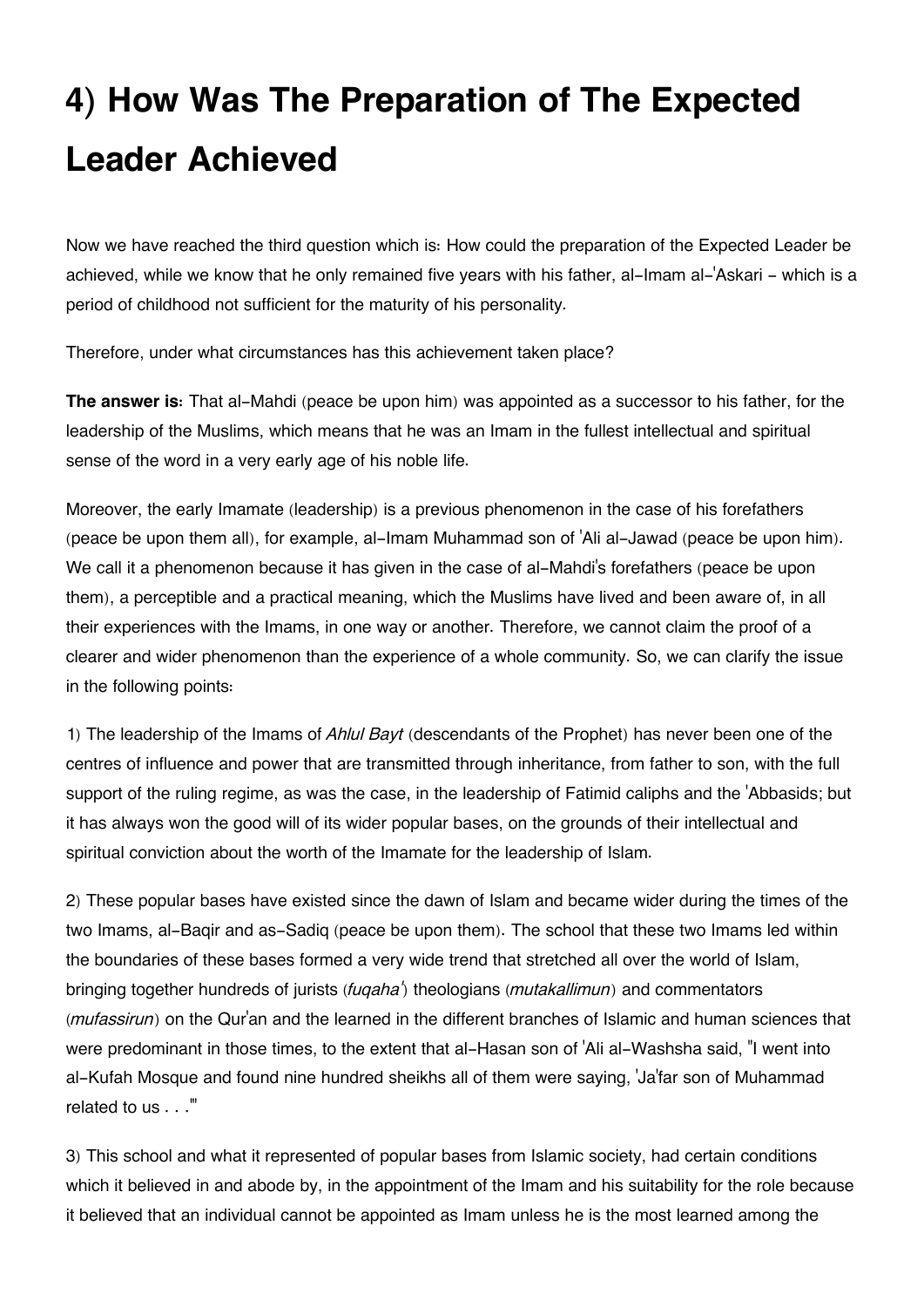# 4) How Was The Preparation of The Expected Leader Achieved

Now we have reached the third question which is: How could the preparation of the Expected Leader be achieved, while we know that he only remained five years with his father, al-Imam al-'Askari - which is a period of childhood not sufficient for the maturity of his personality.

Therefore, under what circumstances has this achievement taken place?

**The answer is:** That al-Mahdi (peace be upon him) was appointed as a successor to his father, for the leadership of the Muslims, which means that he was an Imam in the fullest intellectual and spiritual sense of the word in a very early age of his noble life.

Moreover, the early Imamate (leadership) is a previous phenomenon in the case of his forefathers (peace be upon them all), for example, al-Imam Muhammad son of 'Ali al-Jawad (peace be upon him). We call it a phenomenon because it has given in the case of al-Mahdi's forefathers (peace be upon them), a perceptible and a practical meaning, which the Muslims have lived and been aware of, in all their experiences with the Imams, in one way or another. Therefore, we cannot claim the proof of a clearer and wider phenomenon than the experience of a whole community. So, we can clarify the issue in the following points:

1) The leadership of the Imams of *Ahlul Bayt* (descendants of the Prophet) has never been one of the centres of influence and power that are transmitted through inheritance, from father to son, with the full support of the ruling regime, as was the case, in the leadership of Fatimid caliphs and the 'Abbasids; but it has always won the good will of its wider popular bases, on the grounds of their intellectual and spiritual conviction about the worth of the Imamate for the leadership of Islam.

2) These popular bases have existed since the dawn of Islam and became wider during the times of the two Imams, al-Baqir and as-Sadiq (peace be upon them). The school that these two Imams led within the boundaries of these bases formed a very wide trend that stretched all over the world of Islam, bringing together hundreds of jurists (*fuqaha'*) theologians (*mutakallimun*) and commentators (*mufassirun*) on the Qur'an and the learned in the different branches of Islamic and human sciences that were predominant in those times, to the extent that al-Hasan son of 'Ali al-Washsha said, "I went into al-Kufah Mosque and found nine hundred sheikhs all of them were saying, 'Ja'far son of Muhammad related to us . . .'"

3) This school and what it represented of popular bases from Islamic society, had certain conditions which it believed in and abode by, in the appointment of the Imam and his suitability for the role because it believed that an individual cannot be appointed as Imam unless he is the most learned among the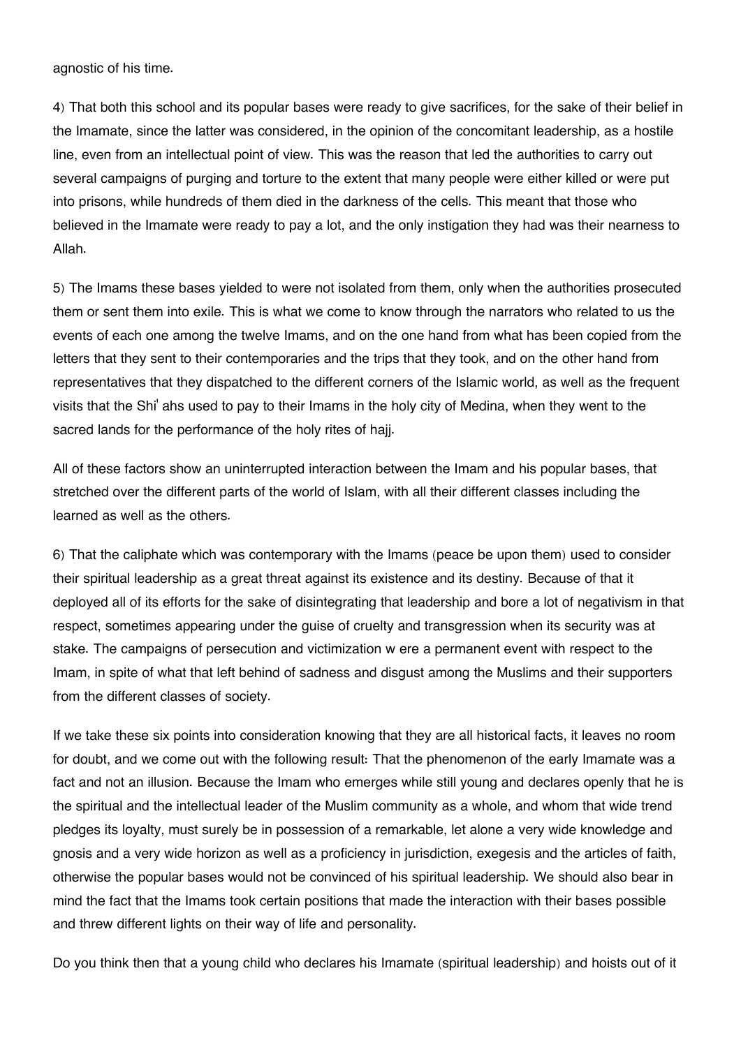agnostic of his time.

4) That both this school and its popular bases were ready to give sacrifices, for the sake of their belief in the Imamate, since the latter was considered, in the opinion of the concomitant leadership, as a hostile line, even from an intellectual point of view. This was the reason that led the authorities to carry out several campaigns of purging and torture to the extent that many people were either killed or were put into prisons, while hundreds of them died in the darkness of the cells. This meant that those who believed in the Imamate were ready to pay a lot, and the only instigation they had was their nearness to Allah.

5) The Imams these bases yielded to were not isolated from them, only when the authorities prosecuted them or sent them into exile. This is what we come to know through the narrators who related to us the events of each one among the twelve Imams, and on the one hand from what has been copied from the letters that they sent to their contemporaries and the trips that they took, and on the other hand from representatives that they dispatched to the different corners of the Islamic world, as well as the frequent visits that the Shi' ahs used to pay to their Imams in the holy city of Medina, when they went to the sacred lands for the performance of the holy rites of hajj.

All of these factors show an uninterrupted interaction between the Imam and his popular bases, that stretched over the different parts of the world of Islam, with all their different classes including the learned as well as the others.

6) That the caliphate which was contemporary with the Imams (peace be upon them) used to consider their spiritual leadership as a great threat against its existence and its destiny. Because of that it deployed all of its efforts for the sake of disintegrating that leadership and bore a lot of negativism in that respect, sometimes appearing under the guise of cruelty and transgression when its security was at stake. The campaigns of persecution and victimization w ere a permanent event with respect to the Imam, in spite of what that left behind of sadness and disgust among the Muslims and their supporters from the different classes of society.

If we take these six points into consideration knowing that they are all historical facts, it leaves no room for doubt, and we come out with the following result: That the phenomenon of the early Imamate was a fact and not an illusion. Because the Imam who emerges while still young and declares openly that he is the spiritual and the intellectual leader of the Muslim community as a whole, and whom that wide trend pledges its loyalty, must surely be in possession of a remarkable, let alone a very wide knowledge and gnosis and a very wide horizon as well as a proficiency in jurisdiction, exegesis and the articles of faith, otherwise the popular bases would not be convinced of his spiritual leadership. We should also bear in mind the fact that the Imams took certain positions that made the interaction with their bases possible and threw different lights on their way of life and personality.

Do you think then that a young child who declares his Imamate (spiritual leadership) and hoists out of it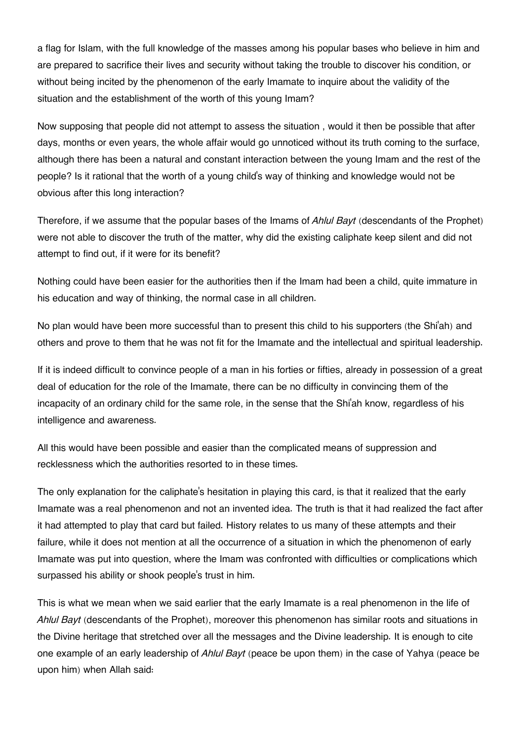a flag for Islam, with the full knowledge of the masses among his popular bases who believe in him and are prepared to sacrifice their lives and security without taking the trouble to discover his condition, or without being incited by the phenomenon of the early Imamate to inquire about the validity of the situation and the establishment of the worth of this young Imam?

Now supposing that people did not attempt to assess the situation , would it then be possible that after days, months or even years, the whole affair would go unnoticed without its truth coming to the surface, although there has been a natural and constant interaction between the young Imam and the rest of the people? Is it rational that the worth of a young child's way of thinking and knowledge would not be obvious after this long interaction?

Therefore, if we assume that the popular bases of the Imams of *Ahlul Bayt* (descendants of the Prophet) were not able to discover the truth of the matter, why did the existing caliphate keep silent and did not attempt to find out, if it were for its benefit?

Nothing could have been easier for the authorities then if the Imam had been a child, quite immature in his education and way of thinking, the normal case in all children.

No plan would have been more successful than to present this child to his supporters (the Shi'ah) and others and prove to them that he was not fit for the Imamate and the intellectual and spiritual leadership.

If it is indeed difficult to convince people of a man in his forties or fifties, already in possession of a great deal of education for the role of the Imamate, there can be no difficulty in convincing them of the incapacity of an ordinary child for the same role, in the sense that the Shi'ah know, regardless of his intelligence and awareness.

All this would have been possible and easier than the complicated means of suppression and recklessness which the authorities resorted to in these times.

The only explanation for the caliphate's hesitation in playing this card, is that it realized that the early Imamate was a real phenomenon and not an invented idea. The truth is that it had realized the fact after it had attempted to play that card but failed. History relates to us many of these attempts and their failure, while it does not mention at all the occurrence of a situation in which the phenomenon of early Imamate was put into question, where the Imam was confronted with difficulties or complications which surpassed his ability or shook people's trust in him.

This is what we mean when we said earlier that the early Imamate is a real phenomenon in the life of *Ahlul Bayt* (descendants of the Prophet), moreover this phenomenon has similar roots and situations in the Divine heritage that stretched over all the messages and the Divine leadership. It is enough to cite one example of an early leadership of *Ahlul Bayt* (peace be upon them) in the case of Yahya (peace be upon him) when Allah said: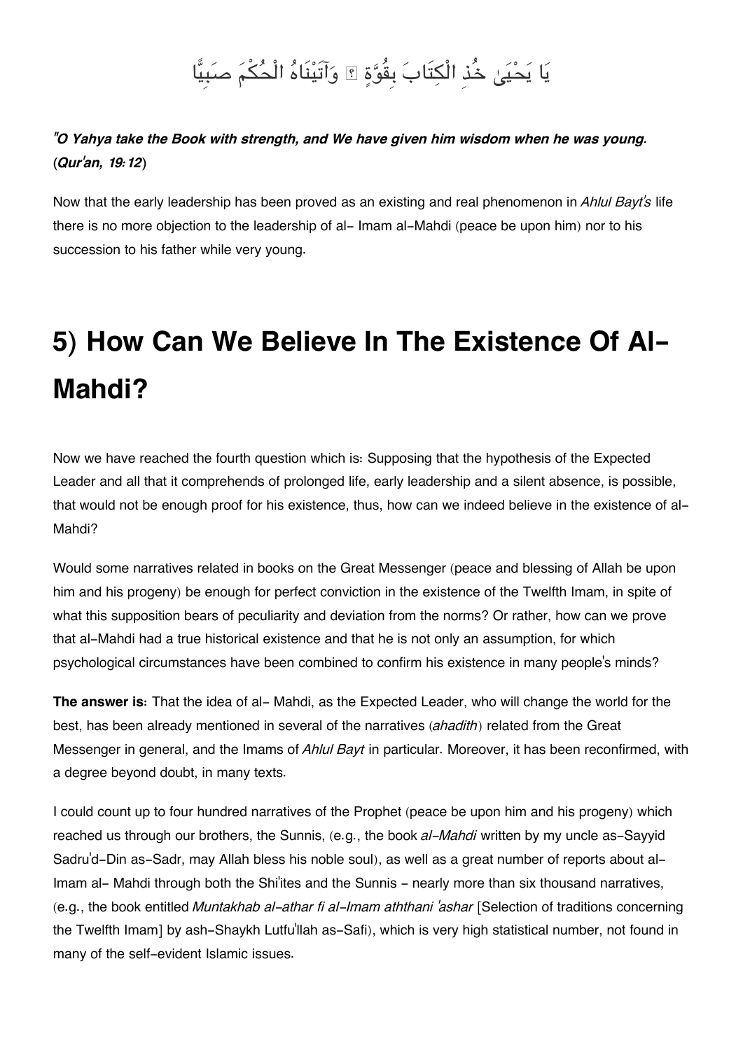يَا يَحْيَىٰ خُذِ الْكِتَابَ بِقُوَّةٍ ۖ وَآتَيْنَاهُ الْحُكْمَ صَبِيًّا

***"O Yahya take the Book with strength, and We have given him wisdom when he was young. (Qur'an, 19:12)***

Now that the early leadership has been proved as an existing and real phenomenon in *Ahlul Bayt's* life there is no more objection to the leadership of al- Imam al-Mahdi (peace be upon him) nor to his succession to his father while very young.

# 5) How Can We Believe In The Existence Of Al-Mahdi?

Now we have reached the fourth question which is: Supposing that the hypothesis of the Expected Leader and all that it comprehends of prolonged life, early leadership and a silent absence, is possible, that would not be enough proof for his existence, thus, how can we indeed believe in the existence of al-Mahdi?

Would some narratives related in books on the Great Messenger (peace and blessing of Allah be upon him and his progeny) be enough for perfect conviction in the existence of the Twelfth Imam, in spite of what this supposition bears of peculiarity and deviation from the norms? Or rather, how can we prove that al-Mahdi had a true historical existence and that he is not only an assumption, for which psychological circumstances have been combined to confirm his existence in many people's minds?

**The answer is:** That the idea of al- Mahdi, as the Expected Leader, who will change the world for the best, has been already mentioned in several of the narratives (*ahadith*) related from the Great Messenger in general, and the Imams of *Ahlul Bayt* in particular. Moreover, it has been reconfirmed, with a degree beyond doubt, in many texts.

I could count up to four hundred narratives of the Prophet (peace be upon him and his progeny) which reached us through our brothers, the Sunnis, (e.g., the book *al-Mahdi* written by my uncle as-Sayyid Sadru'd-Din as-Sadr, may Allah bless his noble soul), as well as a great number of reports about al-Imam al- Mahdi through both the Shi'ites and the Sunnis - nearly more than six thousand narratives, (e.g., the book entitled *Muntakhab al-athar fi al-Imam aththani 'ashar* [Selection of traditions concerning the Twelfth Imam] by ash-Shaykh Lutfu'llah as-Safi), which is very high statistical number, not found in many of the self-evident Islamic issues.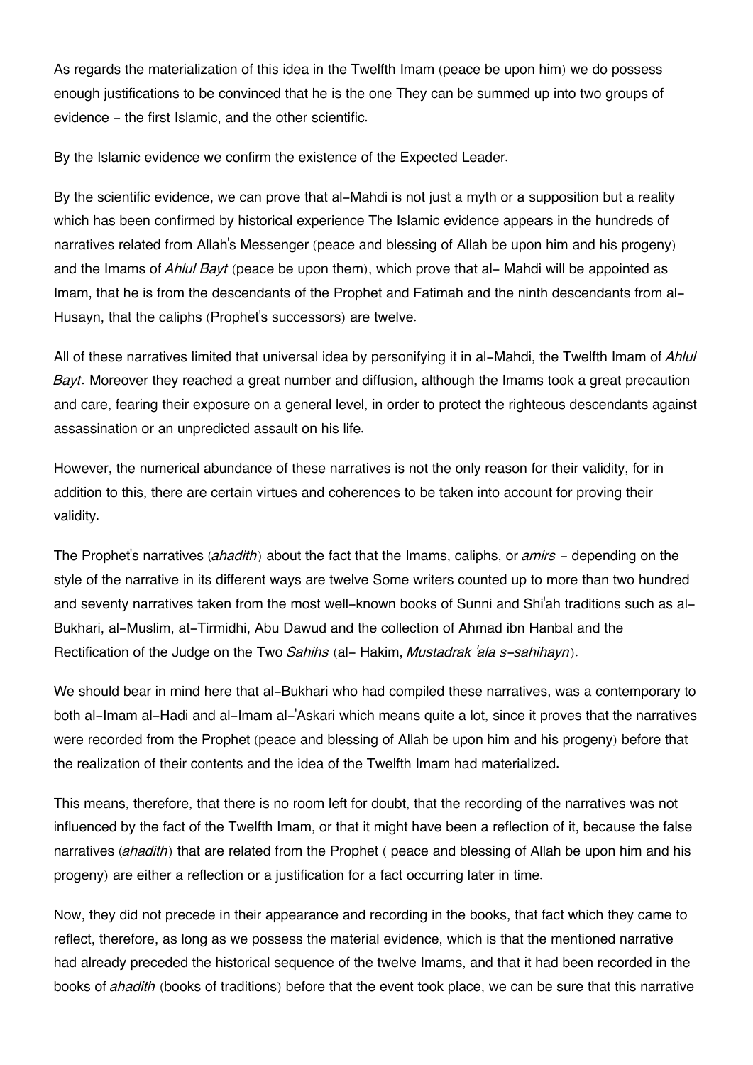As regards the materialization of this idea in the Twelfth Imam (peace be upon him) we do possess enough justifications to be convinced that he is the one They can be summed up into two groups of evidence - the first Islamic, and the other scientific.

By the Islamic evidence we confirm the existence of the Expected Leader.

By the scientific evidence, we can prove that al-Mahdi is not just a myth or a supposition but a reality which has been confirmed by historical experience The Islamic evidence appears in the hundreds of narratives related from Allah's Messenger (peace and blessing of Allah be upon him and his progeny) and the Imams of *Ahlul Bayt* (peace be upon them), which prove that al- Mahdi will be appointed as Imam, that he is from the descendants of the Prophet and Fatimah and the ninth descendants from al-Husayn, that the caliphs (Prophet's successors) are twelve.

All of these narratives limited that universal idea by personifying it in al-Mahdi, the Twelfth Imam of *Ahlul Bayt*. Moreover they reached a great number and diffusion, although the Imams took a great precaution and care, fearing their exposure on a general level, in order to protect the righteous descendants against assassination or an unpredicted assault on his life.

However, the numerical abundance of these narratives is not the only reason for their validity, for in addition to this, there are certain virtues and coherences to be taken into account for proving their validity.

The Prophet's narratives (*ahadith*) about the fact that the Imams, caliphs, or *amirs* - depending on the style of the narrative in its different ways are twelve Some writers counted up to more than two hundred and seventy narratives taken from the most well-known books of Sunni and Shi'ah traditions such as al-Bukhari, al-Muslim, at-Tirmidhi, Abu Dawud and the collection of Ahmad ibn Hanbal and the Rectification of the Judge on the Two *Sahihs* (al- Hakim, *Mustadrak 'ala s-sahihayn*).

We should bear in mind here that al-Bukhari who had compiled these narratives, was a contemporary to both al-Imam al-Hadi and al-Imam al-'Askari which means quite a lot, since it proves that the narratives were recorded from the Prophet (peace and blessing of Allah be upon him and his progeny) before that the realization of their contents and the idea of the Twelfth Imam had materialized.

This means, therefore, that there is no room left for doubt, that the recording of the narratives was not influenced by the fact of the Twelfth Imam, or that it might have been a reflection of it, because the false narratives (*ahadith*) that are related from the Prophet ( peace and blessing of Allah be upon him and his progeny) are either a reflection or a justification for a fact occurring later in time.

Now, they did not precede in their appearance and recording in the books, that fact which they came to reflect, therefore, as long as we possess the material evidence, which is that the mentioned narrative had already preceded the historical sequence of the twelve Imams, and that it had been recorded in the books of *ahadith* (books of traditions) before that the event took place, we can be sure that this narrative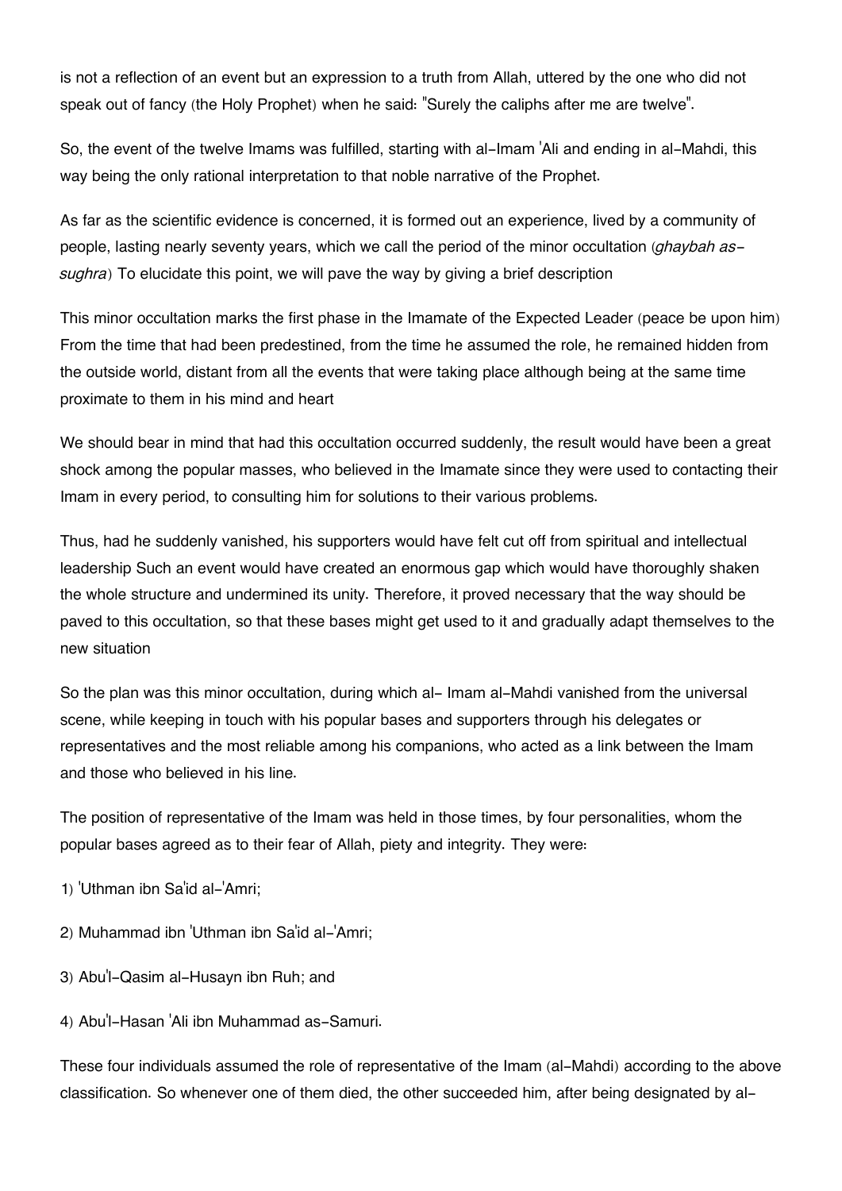is not a reflection of an event but an expression to a truth from Allah, uttered by the one who did not speak out of fancy (the Holy Prophet) when he said: "Surely the caliphs after me are twelve".

So, the event of the twelve Imams was fulfilled, starting with al-Imam 'Ali and ending in al-Mahdi, this way being the only rational interpretation to that noble narrative of the Prophet.

As far as the scientific evidence is concerned, it is formed out an experience, lived by a community of people, lasting nearly seventy years, which we call the period of the minor occultation (*ghaybah as-sughra*) To elucidate this point, we will pave the way by giving a brief description

This minor occultation marks the first phase in the Imamate of the Expected Leader (peace be upon him) From the time that had been predestined, from the time he assumed the role, he remained hidden from the outside world, distant from all the events that were taking place although being at the same time proximate to them in his mind and heart

We should bear in mind that had this occultation occurred suddenly, the result would have been a great shock among the popular masses, who believed in the Imamate since they were used to contacting their Imam in every period, to consulting him for solutions to their various problems.

Thus, had he suddenly vanished, his supporters would have felt cut off from spiritual and intellectual leadership Such an event would have created an enormous gap which would have thoroughly shaken the whole structure and undermined its unity. Therefore, it proved necessary that the way should be paved to this occultation, so that these bases might get used to it and gradually adapt themselves to the new situation

So the plan was this minor occultation, during which al- Imam al-Mahdi vanished from the universal scene, while keeping in touch with his popular bases and supporters through his delegates or representatives and the most reliable among his companions, who acted as a link between the Imam and those who believed in his line.

The position of representative of the Imam was held in those times, by four personalities, whom the popular bases agreed as to their fear of Allah, piety and integrity. They were:

1) 'Uthman ibn Sa'id al-'Amri;

2) Muhammad ibn 'Uthman ibn Sa'id al-'Amri;

3) Abu'l-Qasim al-Husayn ibn Ruh; and

4) Abu'l-Hasan 'Ali ibn Muhammad as-Samuri.

These four individuals assumed the role of representative of the Imam (al-Mahdi) according to the above classification. So whenever one of them died, the other succeeded him, after being designated by al-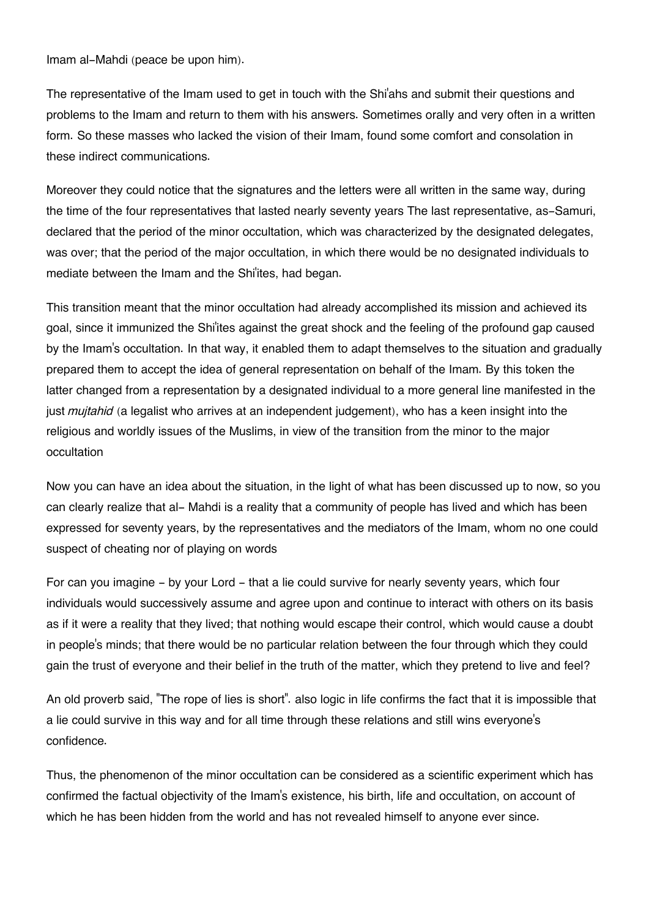Imam al-Mahdi (peace be upon him).

The representative of the Imam used to get in touch with the Shi'ahs and submit their questions and problems to the Imam and return to them with his answers. Sometimes orally and very often in a written form. So these masses who lacked the vision of their Imam, found some comfort and consolation in these indirect communications.

Moreover they could notice that the signatures and the letters were all written in the same way, during the time of the four representatives that lasted nearly seventy years The last representative, as-Samuri, declared that the period of the minor occultation, which was characterized by the designated delegates, was over; that the period of the major occultation, in which there would be no designated individuals to mediate between the Imam and the Shi'ites, had began.

This transition meant that the minor occultation had already accomplished its mission and achieved its goal, since it immunized the Shi'ites against the great shock and the feeling of the profound gap caused by the Imam's occultation. In that way, it enabled them to adapt themselves to the situation and gradually prepared them to accept the idea of general representation on behalf of the Imam. By this token the latter changed from a representation by a designated individual to a more general line manifested in the just *mujtahid* (a legalist who arrives at an independent judgement), who has a keen insight into the religious and worldly issues of the Muslims, in view of the transition from the minor to the major occultation

Now you can have an idea about the situation, in the light of what has been discussed up to now, so you can clearly realize that al- Mahdi is a reality that a community of people has lived and which has been expressed for seventy years, by the representatives and the mediators of the Imam, whom no one could suspect of cheating nor of playing on words

For can you imagine - by your Lord - that a lie could survive for nearly seventy years, which four individuals would successively assume and agree upon and continue to interact with others on its basis as if it were a reality that they lived; that nothing would escape their control, which would cause a doubt in people's minds; that there would be no particular relation between the four through which they could gain the trust of everyone and their belief in the truth of the matter, which they pretend to live and feel?

An old proverb said, "The rope of lies is short". also logic in life confirms the fact that it is impossible that a lie could survive in this way and for all time through these relations and still wins everyone's confidence.

Thus, the phenomenon of the minor occultation can be considered as a scientific experiment which has confirmed the factual objectivity of the Imam's existence, his birth, life and occultation, on account of which he has been hidden from the world and has not revealed himself to anyone ever since.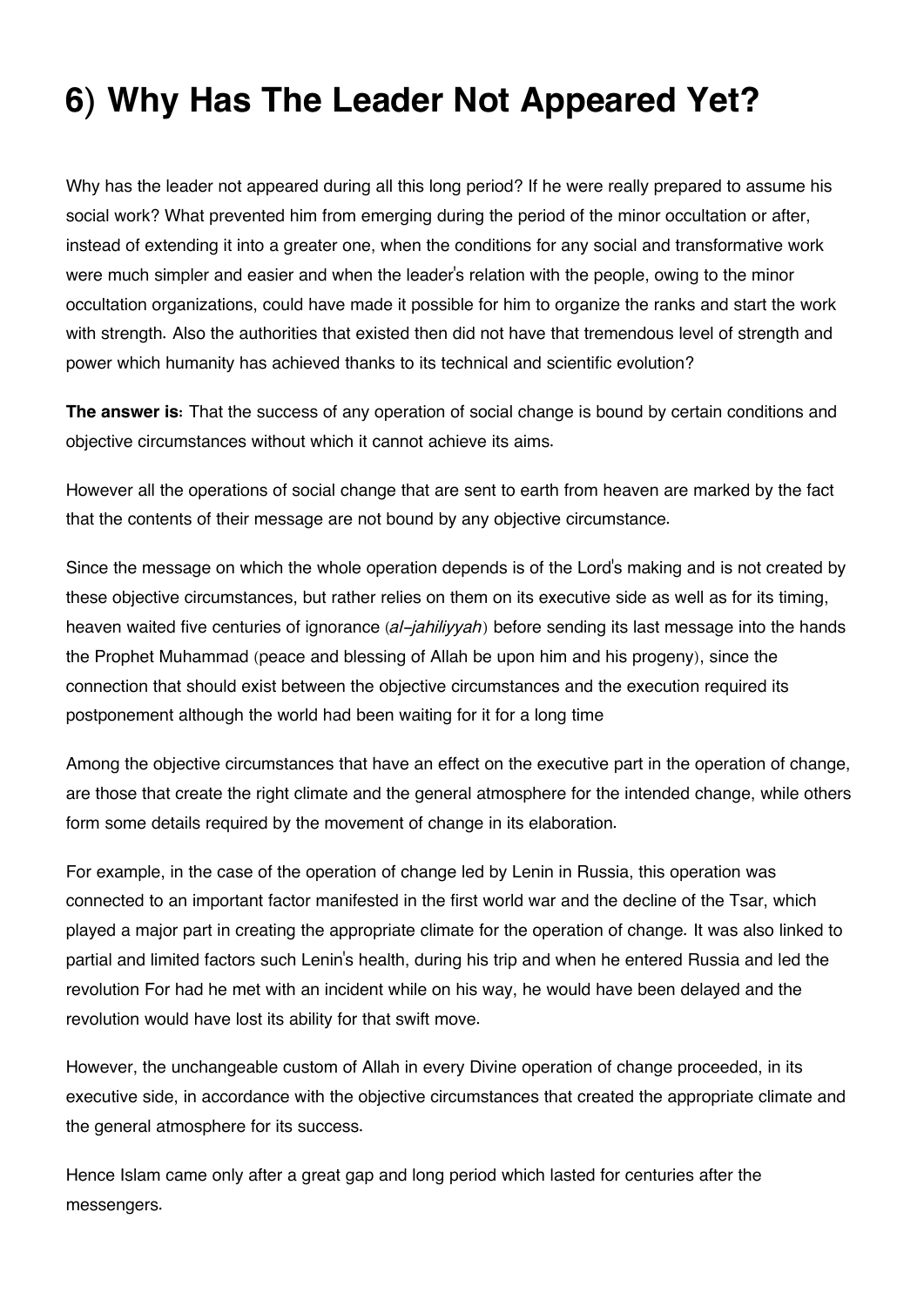# 6) Why Has The Leader Not Appeared Yet?

Why has the leader not appeared during all this long period? If he were really prepared to assume his social work? What prevented him from emerging during the period of the minor occultation or after, instead of extending it into a greater one, when the conditions for any social and transformative work were much simpler and easier and when the leader's relation with the people, owing to the minor occultation organizations, could have made it possible for him to organize the ranks and start the work with strength. Also the authorities that existed then did not have that tremendous level of strength and power which humanity has achieved thanks to its technical and scientific evolution?

**The answer is:** That the success of any operation of social change is bound by certain conditions and objective circumstances without which it cannot achieve its aims.

However all the operations of social change that are sent to earth from heaven are marked by the fact that the contents of their message are not bound by any objective circumstance.

Since the message on which the whole operation depends is of the Lord's making and is not created by these objective circumstances, but rather relies on them on its executive side as well as for its timing, heaven waited five centuries of ignorance (*al-jahiliyyah*) before sending its last message into the hands the Prophet Muhammad (peace and blessing of Allah be upon him and his progeny), since the connection that should exist between the objective circumstances and the execution required its postponement although the world had been waiting for it for a long time

Among the objective circumstances that have an effect on the executive part in the operation of change, are those that create the right climate and the general atmosphere for the intended change, while others form some details required by the movement of change in its elaboration.

For example, in the case of the operation of change led by Lenin in Russia, this operation was connected to an important factor manifested in the first world war and the decline of the Tsar, which played a major part in creating the appropriate climate for the operation of change. It was also linked to partial and limited factors such Lenin's health, during his trip and when he entered Russia and led the revolution For had he met with an incident while on his way, he would have been delayed and the revolution would have lost its ability for that swift move.

However, the unchangeable custom of Allah in every Divine operation of change proceeded, in its executive side, in accordance with the objective circumstances that created the appropriate climate and the general atmosphere for its success.

Hence Islam came only after a great gap and long period which lasted for centuries after the messengers.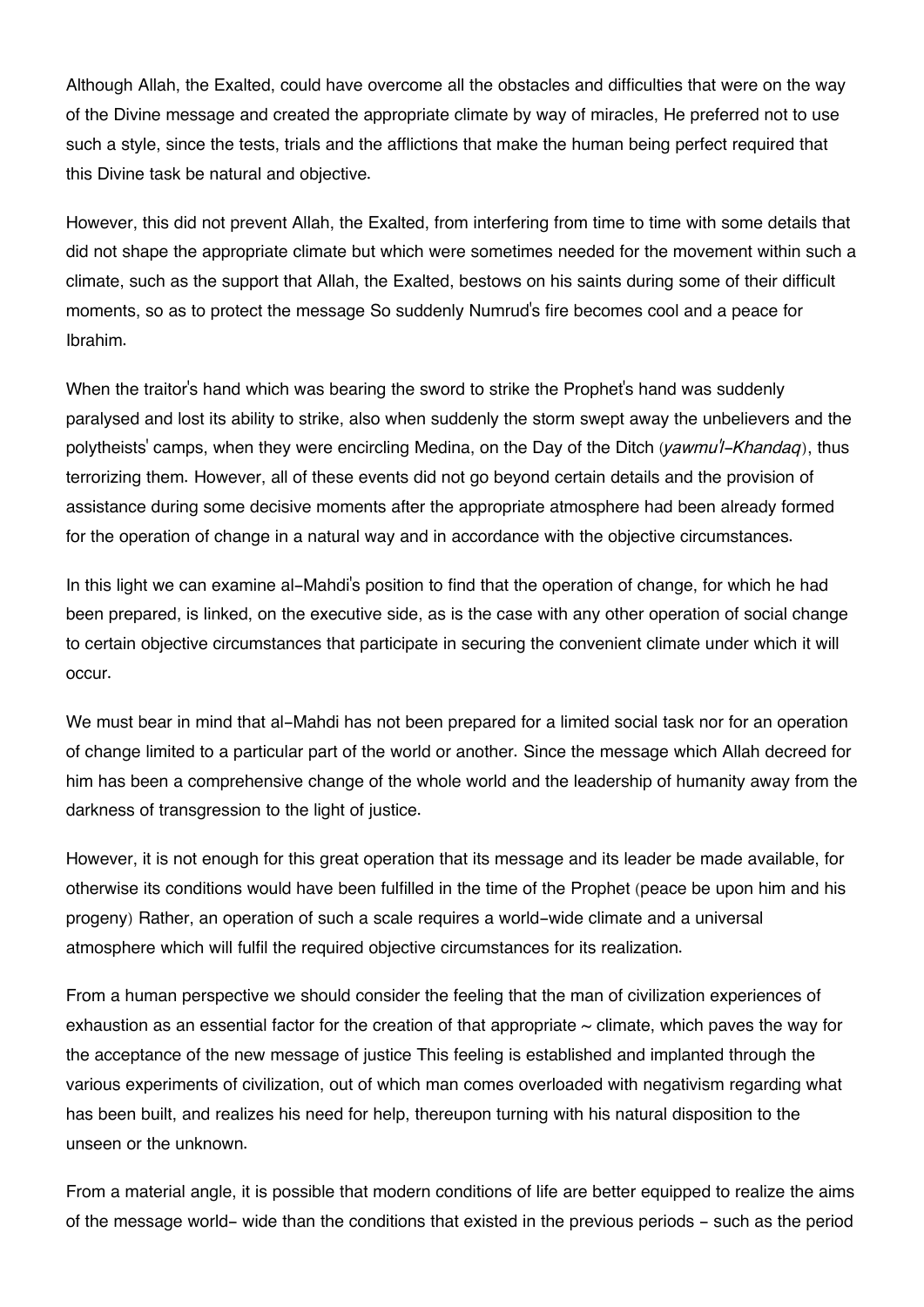Although Allah, the Exalted, could have overcome all the obstacles and difficulties that were on the way of the Divine message and created the appropriate climate by way of miracles, He preferred not to use such a style, since the tests, trials and the afflictions that make the human being perfect required that this Divine task be natural and objective.

However, this did not prevent Allah, the Exalted, from interfering from time to time with some details that did not shape the appropriate climate but which were sometimes needed for the movement within such a climate, such as the support that Allah, the Exalted, bestows on his saints during some of their difficult moments, so as to protect the message So suddenly Numrud's fire becomes cool and a peace for Ibrahim.

When the traitor's hand which was bearing the sword to strike the Prophet's hand was suddenly paralysed and lost its ability to strike, also when suddenly the storm swept away the unbelievers and the polytheists' camps, when they were encircling Medina, on the Day of the Ditch (*yawmu'l-Khandaq*), thus terrorizing them. However, all of these events did not go beyond certain details and the provision of assistance during some decisive moments after the appropriate atmosphere had been already formed for the operation of change in a natural way and in accordance with the objective circumstances.

In this light we can examine al-Mahdi's position to find that the operation of change, for which he had been prepared, is linked, on the executive side, as is the case with any other operation of social change to certain objective circumstances that participate in securing the convenient climate under which it will occur.

We must bear in mind that al-Mahdi has not been prepared for a limited social task nor for an operation of change limited to a particular part of the world or another. Since the message which Allah decreed for him has been a comprehensive change of the whole world and the leadership of humanity away from the darkness of transgression to the light of justice.

However, it is not enough for this great operation that its message and its leader be made available, for otherwise its conditions would have been fulfilled in the time of the Prophet (peace be upon him and his progeny) Rather, an operation of such a scale requires a world-wide climate and a universal atmosphere which will fulfil the required objective circumstances for its realization.

From a human perspective we should consider the feeling that the man of civilization experiences of exhaustion as an essential factor for the creation of that appropriate ~ climate, which paves the way for the acceptance of the new message of justice This feeling is established and implanted through the various experiments of civilization, out of which man comes overloaded with negativism regarding what has been built, and realizes his need for help, thereupon turning with his natural disposition to the unseen or the unknown.

From a material angle, it is possible that modern conditions of life are better equipped to realize the aims of the message world- wide than the conditions that existed in the previous periods - such as the period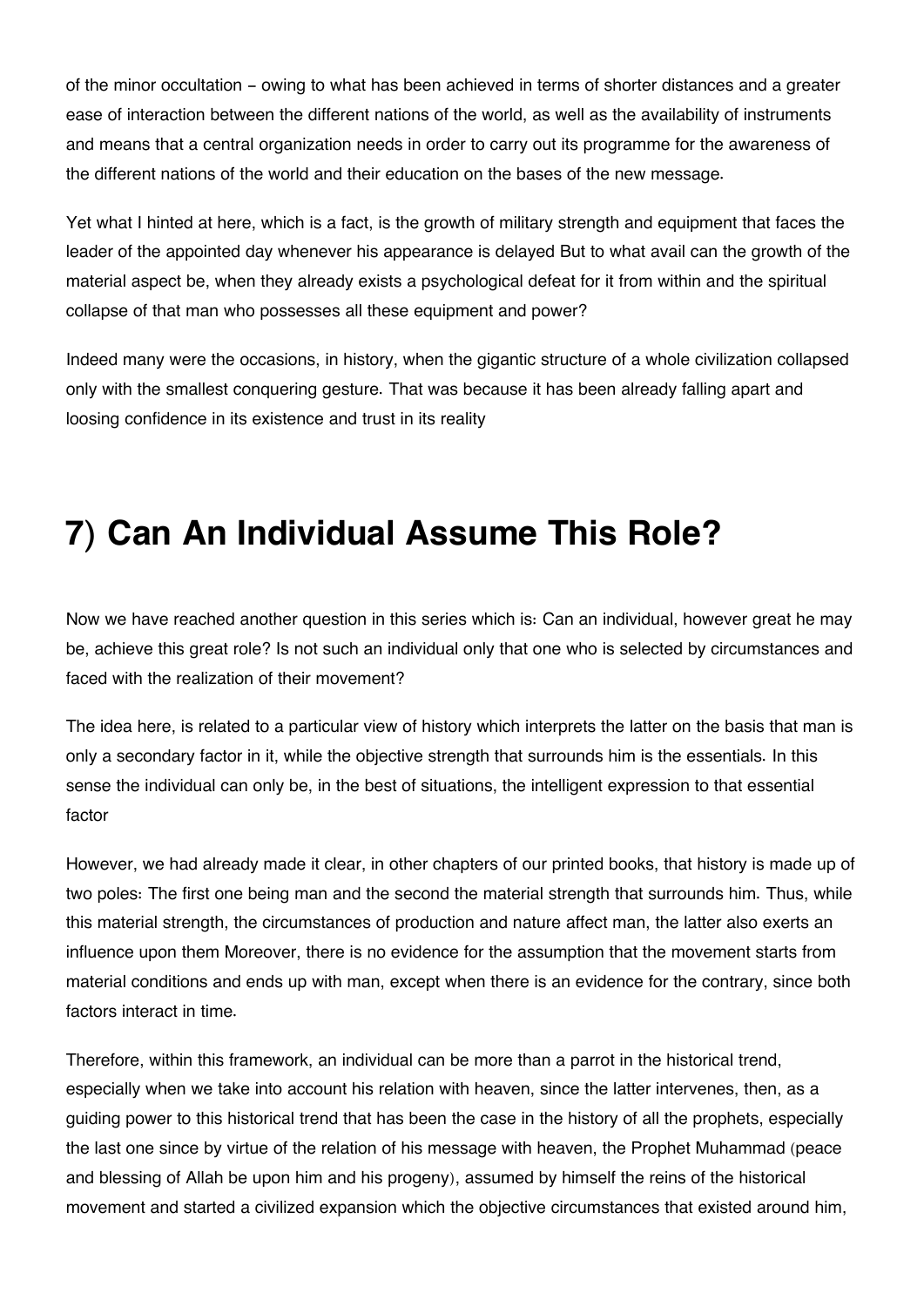of the minor occultation – owing to what has been achieved in terms of shorter distances and a greater ease of interaction between the different nations of the world, as well as the availability of instruments and means that a central organization needs in order to carry out its programme for the awareness of the different nations of the world and their education on the bases of the new message.

Yet what I hinted at here, which is a fact, is the growth of military strength and equipment that faces the leader of the appointed day whenever his appearance is delayed But to what avail can the growth of the material aspect be, when they already exists a psychological defeat for it from within and the spiritual collapse of that man who possesses all these equipment and power?

Indeed many were the occasions, in history, when the gigantic structure of a whole civilization collapsed only with the smallest conquering gesture. That was because it has been already falling apart and loosing confidence in its existence and trust in its reality

# 7) Can An Individual Assume This Role?

Now we have reached another question in this series which is: Can an individual, however great he may be, achieve this great role? Is not such an individual only that one who is selected by circumstances and faced with the realization of their movement?

The idea here, is related to a particular view of history which interprets the latter on the basis that man is only a secondary factor in it, while the objective strength that surrounds him is the essentials. In this sense the individual can only be, in the best of situations, the intelligent expression to that essential factor

However, we had already made it clear, in other chapters of our printed books, that history is made up of two poles: The first one being man and the second the material strength that surrounds him. Thus, while this material strength, the circumstances of production and nature affect man, the latter also exerts an influence upon them Moreover, there is no evidence for the assumption that the movement starts from material conditions and ends up with man, except when there is an evidence for the contrary, since both factors interact in time.

Therefore, within this framework, an individual can be more than a parrot in the historical trend, especially when we take into account his relation with heaven, since the latter intervenes, then, as a guiding power to this historical trend that has been the case in the history of all the prophets, especially the last one since by virtue of the relation of his message with heaven, the Prophet Muhammad (peace and blessing of Allah be upon him and his progeny), assumed by himself the reins of the historical movement and started a civilized expansion which the objective circumstances that existed around him,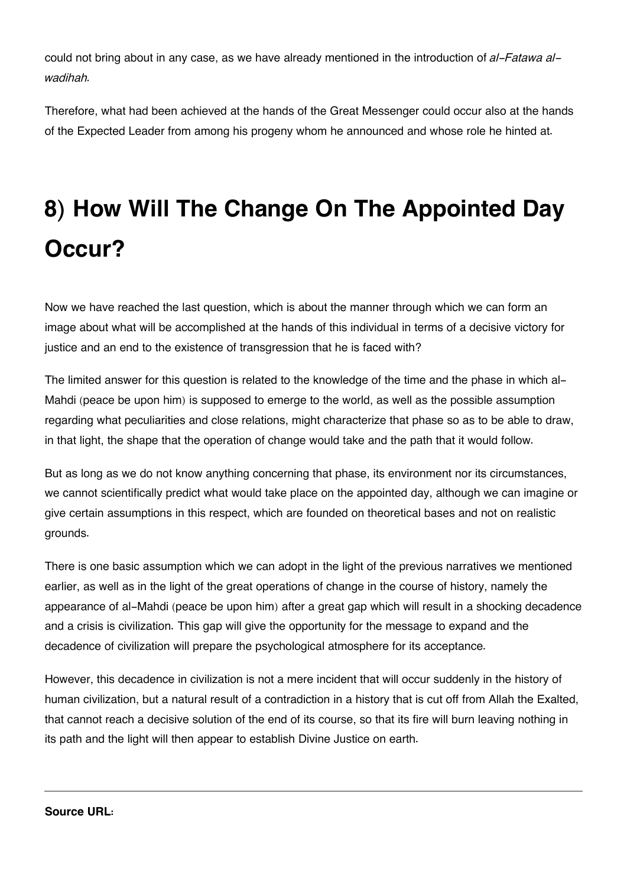could not bring about in any case, as we have already mentioned in the introduction of *al-Fatawa al-wadihah.*

Therefore, what had been achieved at the hands of the Great Messenger could occur also at the hands of the Expected Leader from among his progeny whom he announced and whose role he hinted at.

# 8) How Will The Change On The Appointed Day Occur?

Now we have reached the last question, which is about the manner through which we can form an image about what will be accomplished at the hands of this individual in terms of a decisive victory for justice and an end to the existence of transgression that he is faced with?

The limited answer for this question is related to the knowledge of the time and the phase in which al-Mahdi (peace be upon him) is supposed to emerge to the world, as well as the possible assumption regarding what peculiarities and close relations, might characterize that phase so as to be able to draw, in that light, the shape that the operation of change would take and the path that it would follow.

But as long as we do not know anything concerning that phase, its environment nor its circumstances, we cannot scientifically predict what would take place on the appointed day, although we can imagine or give certain assumptions in this respect, which are founded on theoretical bases and not on realistic grounds.

There is one basic assumption which we can adopt in the light of the previous narratives we mentioned earlier, as well as in the light of the great operations of change in the course of history, namely the appearance of al-Mahdi (peace be upon him) after a great gap which will result in a shocking decadence and a crisis is civilization. This gap will give the opportunity for the message to expand and the decadence of civilization will prepare the psychological atmosphere for its acceptance.

However, this decadence in civilization is not a mere incident that will occur suddenly in the history of human civilization, but a natural result of a contradiction in a history that is cut off from Allah the Exalted, that cannot reach a decisive solution of the end of its course, so that its fire will burn leaving nothing in its path and the light will then appear to establish Divine Justice on earth.

---

**Source URL:**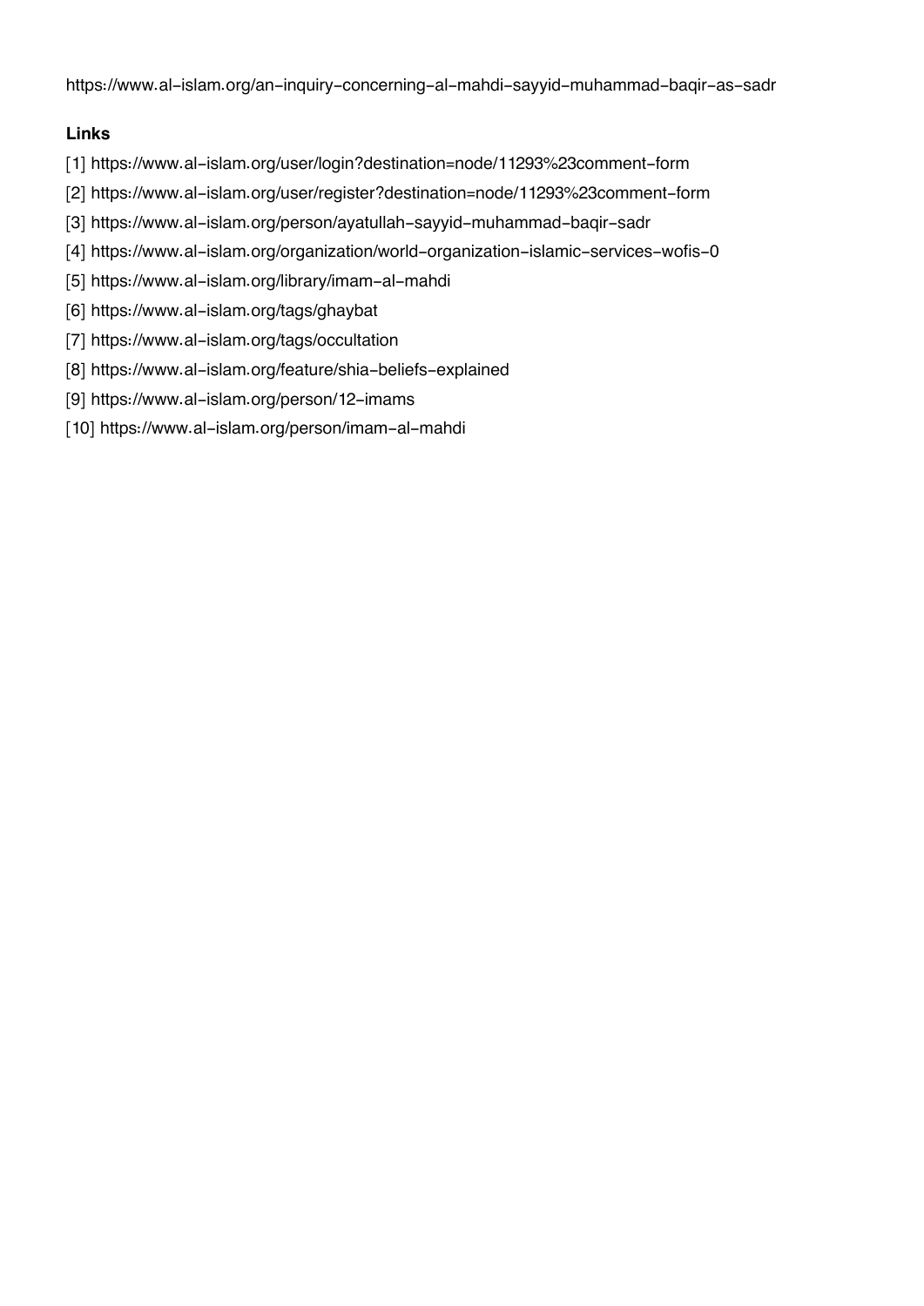https://www.al-islam.org/an-inquiry-concerning-al-mahdi-sayyid-muhammad-baqir-as-sadr

**Links**

[1] https://www.al-islam.org/user/login?destination=node/11293%23comment-form

[2] https://www.al-islam.org/user/register?destination=node/11293%23comment-form

[3] https://www.al-islam.org/person/ayatullah-sayyid-muhammad-baqir-sadr

[4] https://www.al-islam.org/organization/world-organization-islamic-services-wofis-0

[5] https://www.al-islam.org/library/imam-al-mahdi

[6] https://www.al-islam.org/tags/ghaybat

[7] https://www.al-islam.org/tags/occultation

[8] https://www.al-islam.org/feature/shia-beliefs-explained

[9] https://www.al-islam.org/person/12-imams

[10] https://www.al-islam.org/person/imam-al-mahdi